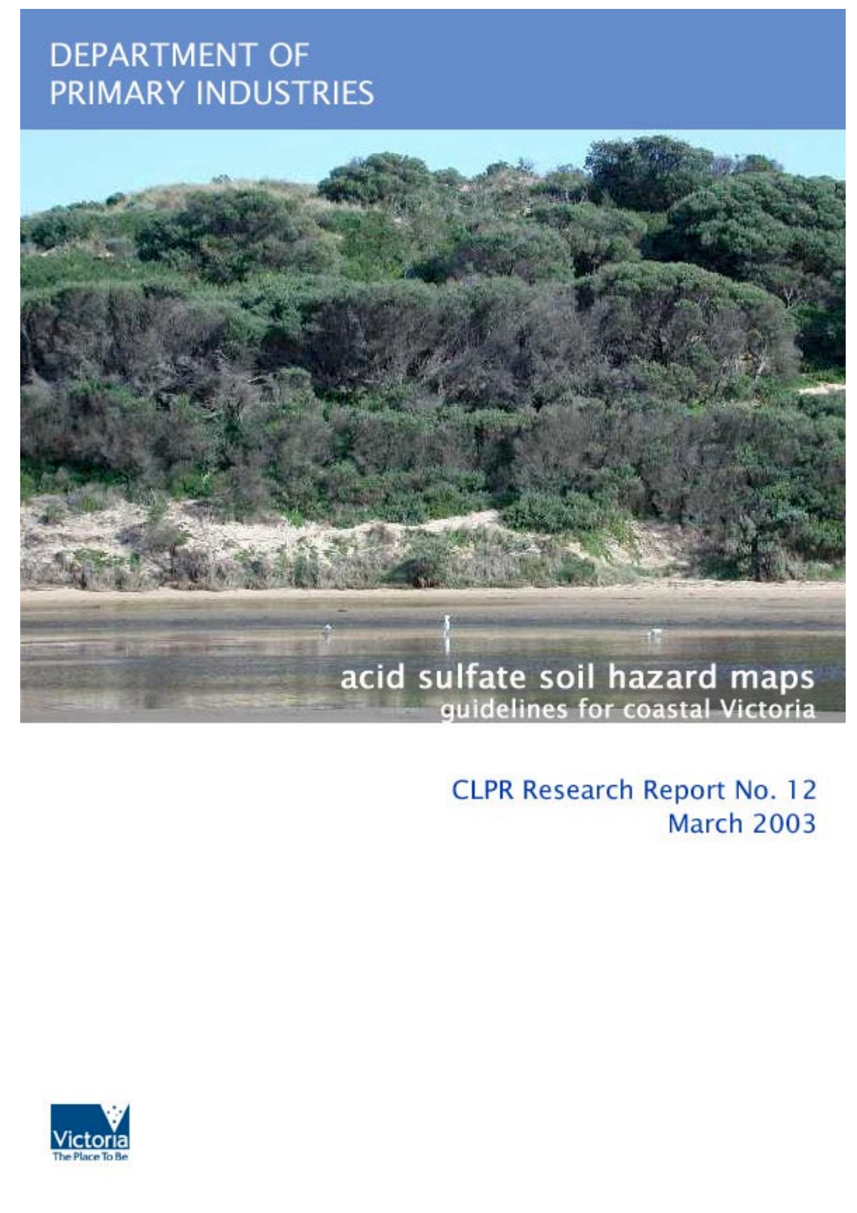DEPARTMENT OF PRIMARY INDUSTRIES

# acid sulfate soil hazard maps

## guidelines for coastal Victoria

CLPR Research Report No. 12
March 2003

Victoria
The Place To Be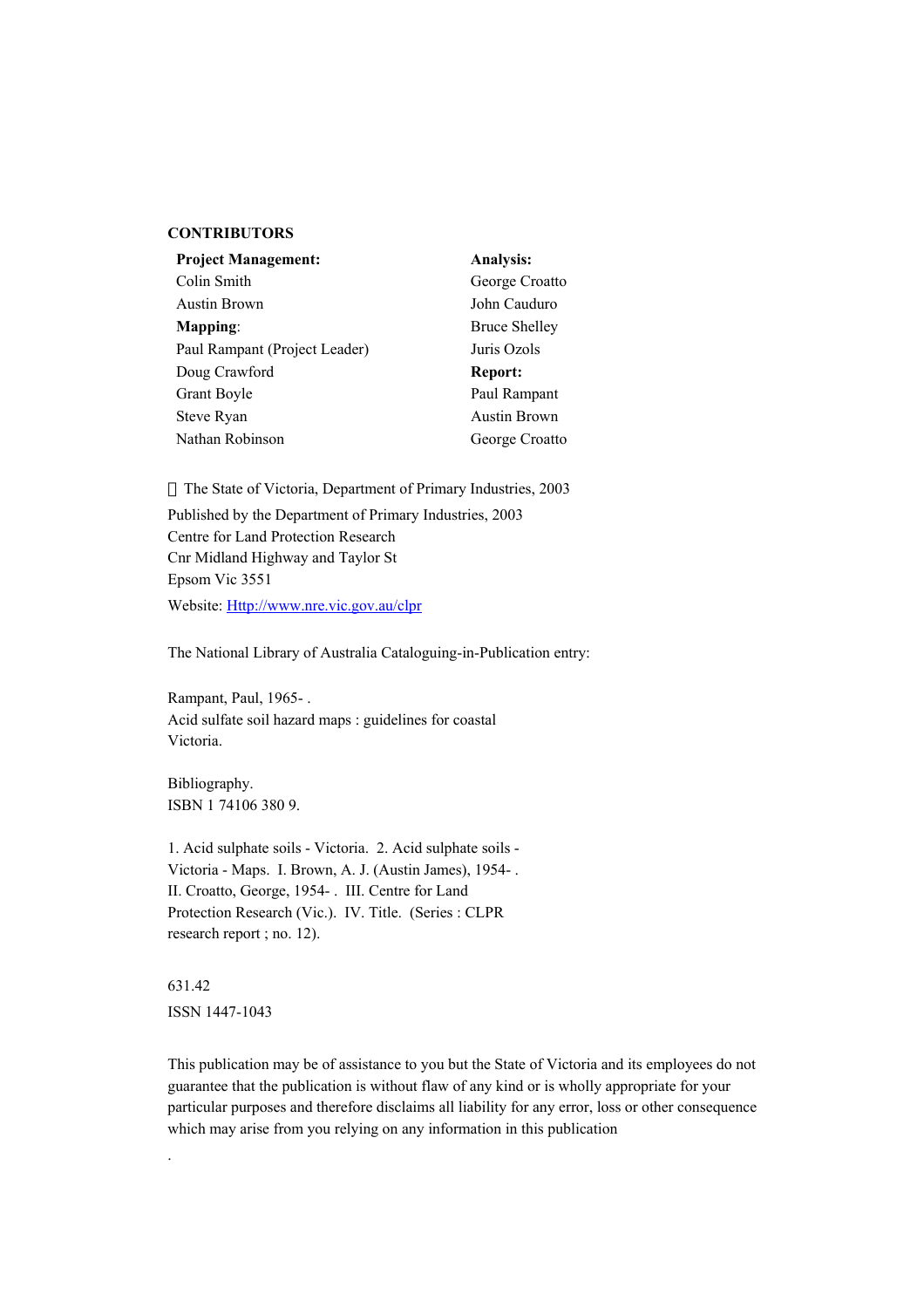**CONTRIBUTORS**

**Project Management:**
Colin Smith
Austin Brown

**Mapping**:
Paul Rampant (Project Leader)
Doug Crawford
Grant Boyle
Steve Ryan
Nathan Robinson

**Analysis:**
George Croatto
John Cauduro
Bruce Shelley
Juris Ozols

**Report:**
Paul Rampant
Austin Brown
George Croatto

 The State of Victoria, Department of Primary Industries, 2003

Published by the Department of Primary Industries, 2003
Centre for Land Protection Research
Cnr Midland Highway and Taylor St
Epsom Vic 3551

Website: [Http://www.nre.vic.gov.au/clpr](Http://www.nre.vic.gov.au/clpr)

The National Library of Australia Cataloguing-in-Publication entry:

Rampant, Paul, 1965- .
Acid sulfate soil hazard maps : guidelines for coastal
Victoria.

Bibliography.
ISBN 1 74106 380 9.

1. Acid sulphate soils - Victoria. 2. Acid sulphate soils -
Victoria - Maps. I. Brown, A. J. (Austin James), 1954- .
II. Croatto, George, 1954- . III. Centre for Land
Protection Research (Vic.). IV. Title. (Series : CLPR
research report ; no. 12).

631.42

ISSN 1447-1043

This publication may be of assistance to you but the State of Victoria and its employees do not guarantee that the publication is without flaw of any kind or is wholly appropriate for your particular purposes and therefore disclaims all liability for any error, loss or other consequence which may arise from you relying on any information in this publication

.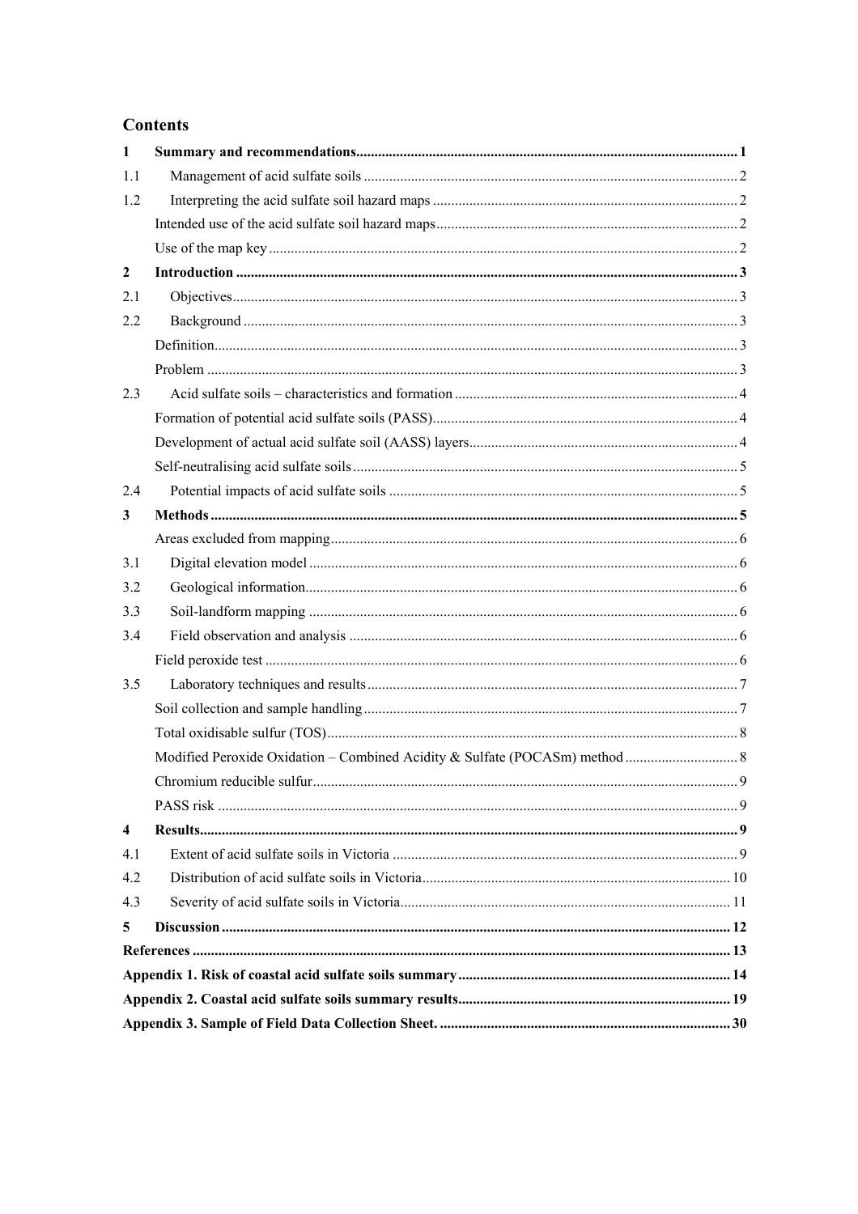## Contents

| | | |
|---|---|---|
| **1** | **Summary and recommendations** | **1** |
| 1.1 | Management of acid sulfate soils | 2 |
| 1.2 | Interpreting the acid sulfate soil hazard maps | 2 |
| | Intended use of the acid sulfate soil hazard maps | 2 |
| | Use of the map key | 2 |
| **2** | **Introduction** | **3** |
| 2.1 | Objectives | 3 |
| 2.2 | Background | 3 |
| | Definition | 3 |
| | Problem | 3 |
| 2.3 | Acid sulfate soils – characteristics and formation | 4 |
| | Formation of potential acid sulfate soils (PASS) | 4 |
| | Development of actual acid sulfate soil (AASS) layers | 4 |
| | Self-neutralising acid sulfate soils | 5 |
| 2.4 | Potential impacts of acid sulfate soils | 5 |
| **3** | **Methods** | **5** |
| | Areas excluded from mapping | 6 |
| 3.1 | Digital elevation model | 6 |
| 3.2 | Geological information | 6 |
| 3.3 | Soil-landform mapping | 6 |
| 3.4 | Field observation and analysis | 6 |
| | Field peroxide test | 6 |
| 3.5 | Laboratory techniques and results | 7 |
| | Soil collection and sample handling | 7 |
| | Total oxidisable sulfur (TOS) | 8 |
| | Modified Peroxide Oxidation – Combined Acidity & Sulfate (POCASm) method | 8 |
| | Chromium reducible sulfur | 9 |
| | PASS risk | 9 |
| **4** | **Results** | **9** |
| 4.1 | Extent of acid sulfate soils in Victoria | 9 |
| 4.2 | Distribution of acid sulfate soils in Victoria | 10 |
| 4.3 | Severity of acid sulfate soils in Victoria | 11 |
| **5** | **Discussion** | **12** |
| **References** | | **13** |
| **Appendix 1. Risk of coastal acid sulfate soils summary** | | **14** |
| **Appendix 2. Coastal acid sulfate soils summary results** | | **19** |
| **Appendix 3. Sample of Field Data Collection Sheet.** | | **30** |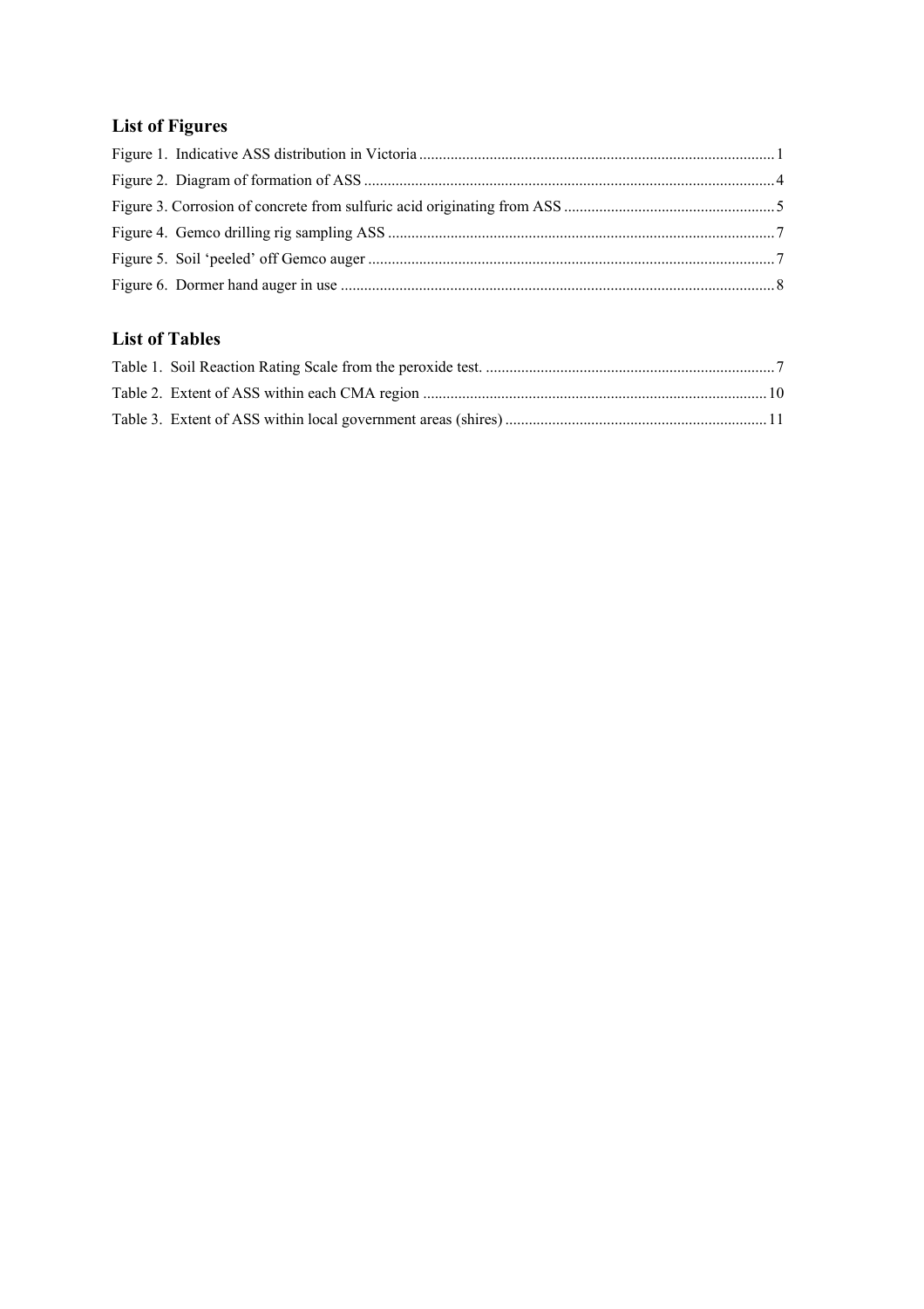## List of Figures

Figure 1. Indicative ASS distribution in Victoria ........................................................................................... 1

Figure 2. Diagram of formation of ASS ......................................................................................................... 4

Figure 3. Corrosion of concrete from sulfuric acid originating from ASS ...................................................... 5

Figure 4. Gemco drilling rig sampling ASS ................................................................................................... 7

Figure 5. Soil 'peeled' off Gemco auger ........................................................................................................ 7

Figure 6. Dormer hand auger in use ............................................................................................................... 8

## List of Tables

Table 1. Soil Reaction Rating Scale from the peroxide test. .......................................................................... 7

Table 2. Extent of ASS within each CMA region ........................................................................................ 10

Table 3. Extent of ASS within local government areas (shires) ................................................................... 11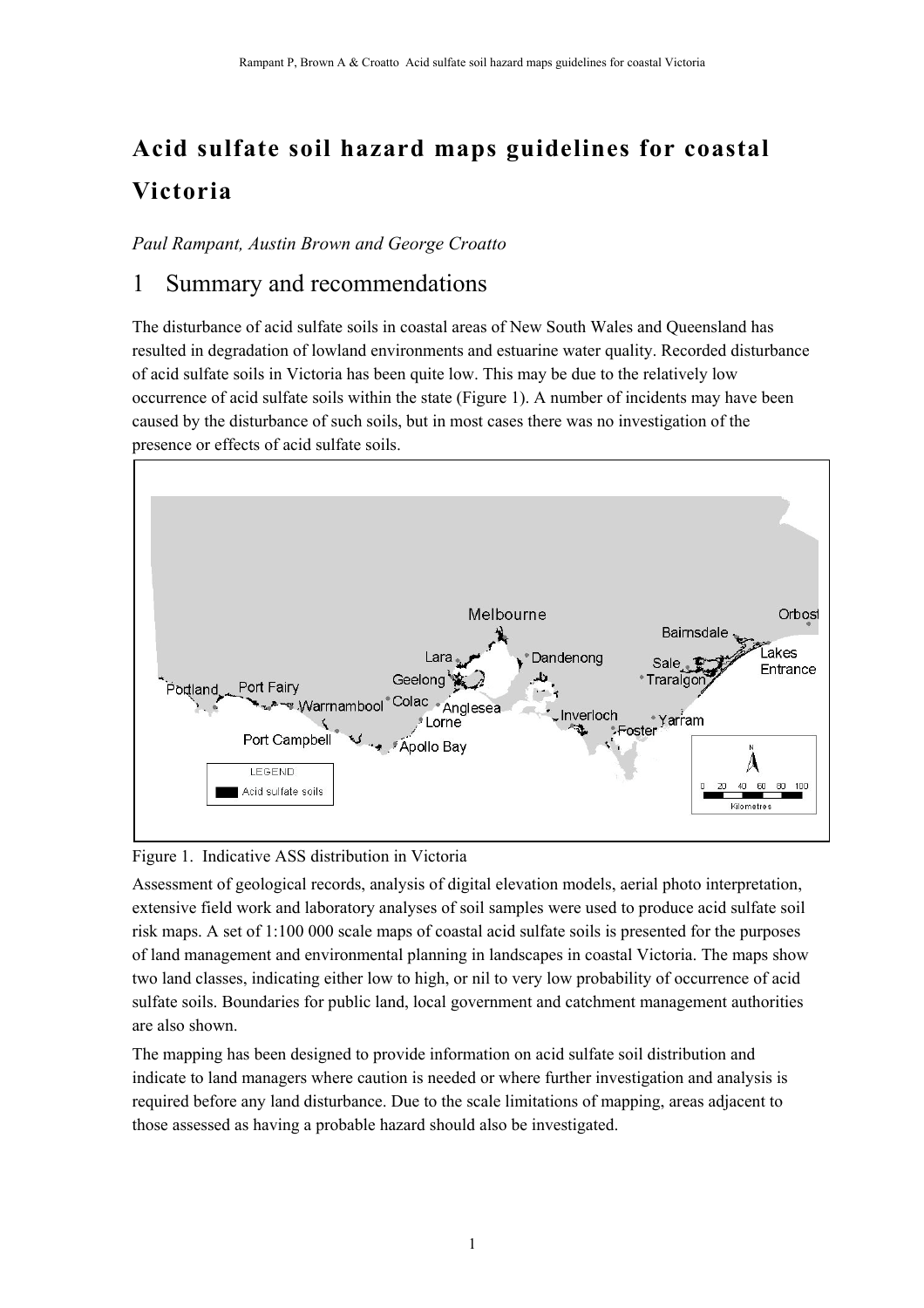# Acid sulfate soil hazard maps guidelines for coastal Victoria

*Paul Rampant, Austin Brown and George Croatto*

## 1 Summary and recommendations

The disturbance of acid sulfate soils in coastal areas of New South Wales and Queensland has resulted in degradation of lowland environments and estuarine water quality. Recorded disturbance of acid sulfate soils in Victoria has been quite low. This may be due to the relatively low occurrence of acid sulfate soils within the state (Figure 1). A number of incidents may have been caused by the disturbance of such soils, but in most cases there was no investigation of the presence or effects of acid sulfate soils.

Figure 1. Indicative ASS distribution in Victoria

Assessment of geological records, analysis of digital elevation models, aerial photo interpretation, extensive field work and laboratory analyses of soil samples were used to produce acid sulfate soil risk maps. A set of 1:100 000 scale maps of coastal acid sulfate soils is presented for the purposes of land management and environmental planning in landscapes in coastal Victoria. The maps show two land classes, indicating either low to high, or nil to very low probability of occurrence of acid sulfate soils. Boundaries for public land, local government and catchment management authorities are also shown.

The mapping has been designed to provide information on acid sulfate soil distribution and indicate to land managers where caution is needed or where further investigation and analysis is required before any land disturbance. Due to the scale limitations of mapping, areas adjacent to those assessed as having a probable hazard should also be investigated.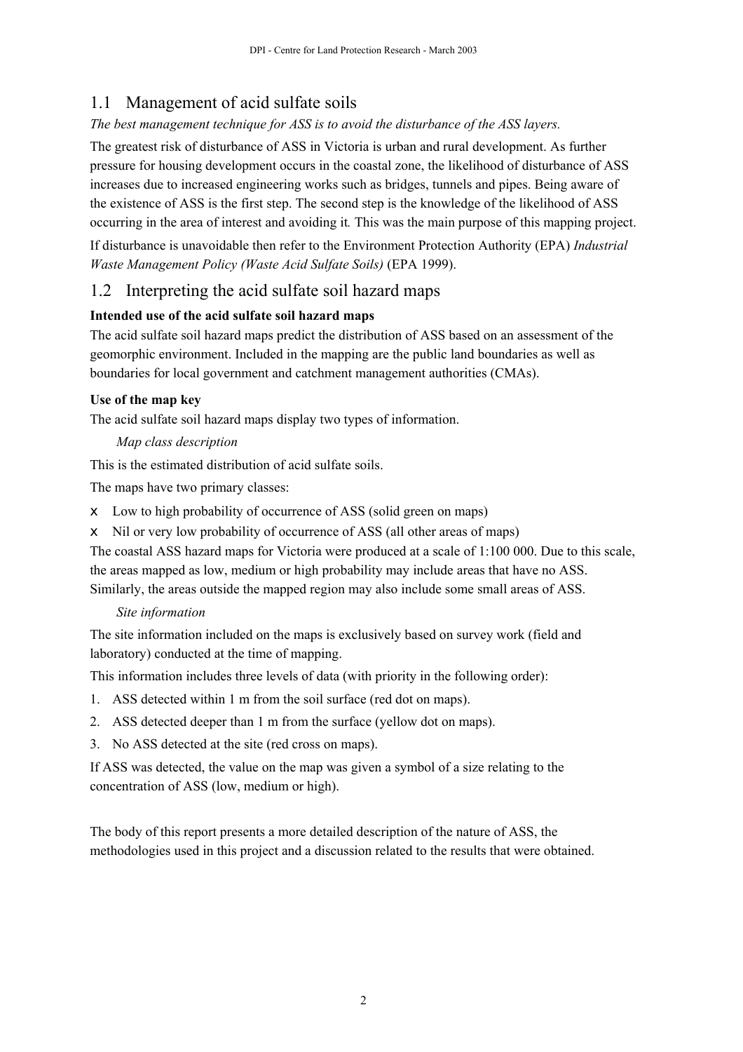## 1.1 Management of acid sulfate soils

*The best management technique for ASS is to avoid the disturbance of the ASS layers.*

The greatest risk of disturbance of ASS in Victoria is urban and rural development. As further pressure for housing development occurs in the coastal zone, the likelihood of disturbance of ASS increases due to increased engineering works such as bridges, tunnels and pipes. Being aware of the existence of ASS is the first step. The second step is the knowledge of the likelihood of ASS occurring in the area of interest and avoiding it*.* This was the main purpose of this mapping project.

If disturbance is unavoidable then refer to the Environment Protection Authority (EPA) *Industrial Waste Management Policy (Waste Acid Sulfate Soils)* (EPA 1999).

## 1.2 Interpreting the acid sulfate soil hazard maps

**Intended use of the acid sulfate soil hazard maps**

The acid sulfate soil hazard maps predict the distribution of ASS based on an assessment of the geomorphic environment. Included in the mapping are the public land boundaries as well as boundaries for local government and catchment management authorities (CMAs).

**Use of the map key**

The acid sulfate soil hazard maps display two types of information.

*Map class description*

This is the estimated distribution of acid sulfate soils.

The maps have two primary classes:

- Low to high probability of occurrence of ASS (solid green on maps)
- Nil or very low probability of occurrence of ASS (all other areas of maps)

The coastal ASS hazard maps for Victoria were produced at a scale of 1:100 000. Due to this scale, the areas mapped as low, medium or high probability may include areas that have no ASS. Similarly, the areas outside the mapped region may also include some small areas of ASS.

*Site information*

The site information included on the maps is exclusively based on survey work (field and laboratory) conducted at the time of mapping.

This information includes three levels of data (with priority in the following order):

1. ASS detected within 1 m from the soil surface (red dot on maps).
2. ASS detected deeper than 1 m from the surface (yellow dot on maps).
3. No ASS detected at the site (red cross on maps).

If ASS was detected, the value on the map was given a symbol of a size relating to the concentration of ASS (low, medium or high).

The body of this report presents a more detailed description of the nature of ASS, the methodologies used in this project and a discussion related to the results that were obtained.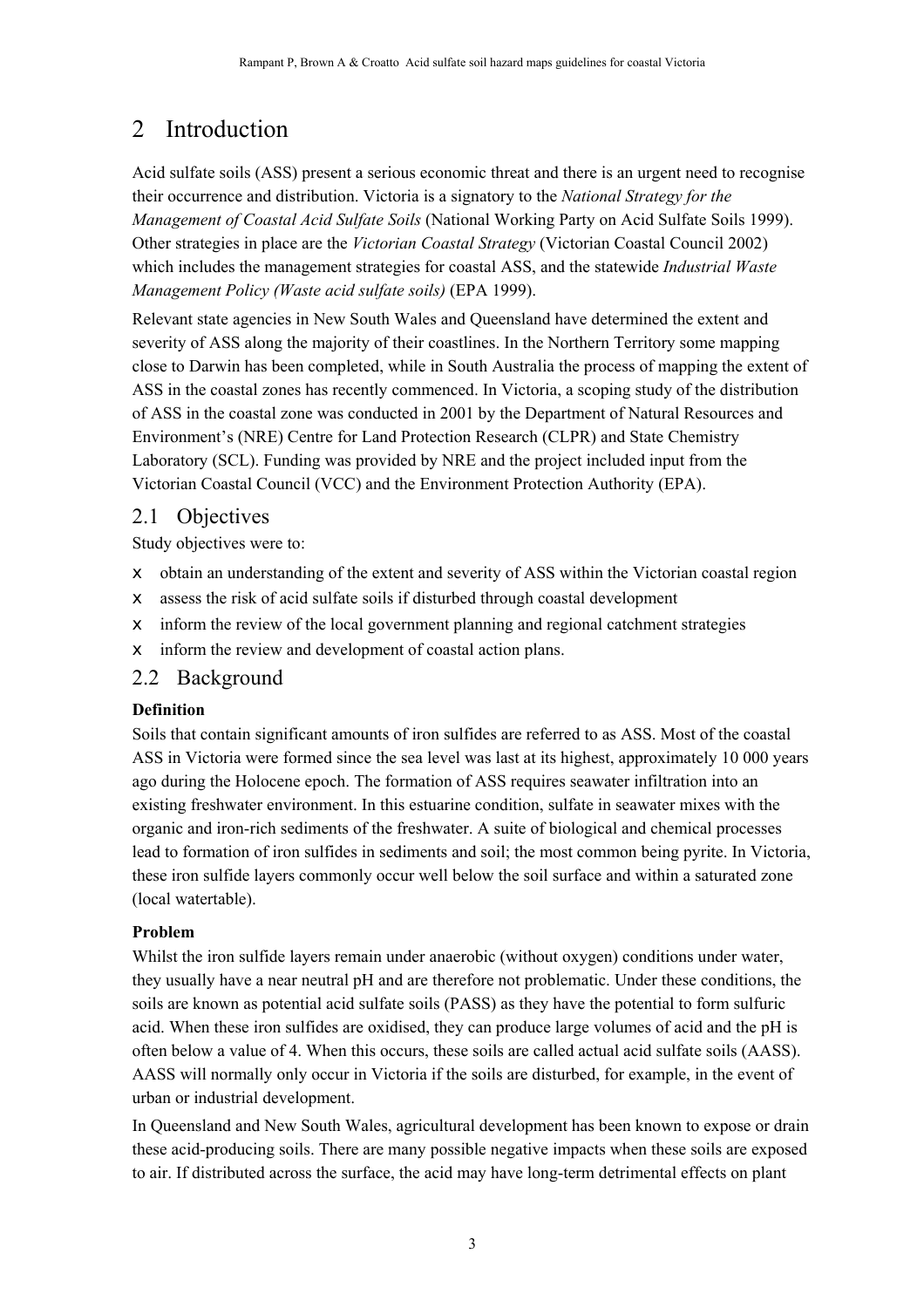# 2 Introduction

Acid sulfate soils (ASS) present a serious economic threat and there is an urgent need to recognise their occurrence and distribution. Victoria is a signatory to the *National Strategy for the Management of Coastal Acid Sulfate Soils* (National Working Party on Acid Sulfate Soils 1999). Other strategies in place are the *Victorian Coastal Strategy* (Victorian Coastal Council 2002) which includes the management strategies for coastal ASS, and the statewide *Industrial Waste Management Policy (Waste acid sulfate soils)* (EPA 1999).

Relevant state agencies in New South Wales and Queensland have determined the extent and severity of ASS along the majority of their coastlines. In the Northern Territory some mapping close to Darwin has been completed, while in South Australia the process of mapping the extent of ASS in the coastal zones has recently commenced. In Victoria, a scoping study of the distribution of ASS in the coastal zone was conducted in 2001 by the Department of Natural Resources and Environment's (NRE) Centre for Land Protection Research (CLPR) and State Chemistry Laboratory (SCL). Funding was provided by NRE and the project included input from the Victorian Coastal Council (VCC) and the Environment Protection Authority (EPA).

## 2.1 Objectives

Study objectives were to:

- obtain an understanding of the extent and severity of ASS within the Victorian coastal region
- assess the risk of acid sulfate soils if disturbed through coastal development
- inform the review of the local government planning and regional catchment strategies
- inform the review and development of coastal action plans.

## 2.2 Background

**Definition**

Soils that contain significant amounts of iron sulfides are referred to as ASS. Most of the coastal ASS in Victoria were formed since the sea level was last at its highest, approximately 10 000 years ago during the Holocene epoch. The formation of ASS requires seawater infiltration into an existing freshwater environment. In this estuarine condition, sulfate in seawater mixes with the organic and iron-rich sediments of the freshwater. A suite of biological and chemical processes lead to formation of iron sulfides in sediments and soil; the most common being pyrite. In Victoria, these iron sulfide layers commonly occur well below the soil surface and within a saturated zone (local watertable).

**Problem**

Whilst the iron sulfide layers remain under anaerobic (without oxygen) conditions under water, they usually have a near neutral pH and are therefore not problematic. Under these conditions, the soils are known as potential acid sulfate soils (PASS) as they have the potential to form sulfuric acid. When these iron sulfides are oxidised, they can produce large volumes of acid and the pH is often below a value of 4. When this occurs, these soils are called actual acid sulfate soils (AASS). AASS will normally only occur in Victoria if the soils are disturbed, for example, in the event of urban or industrial development.

In Queensland and New South Wales, agricultural development has been known to expose or drain these acid-producing soils. There are many possible negative impacts when these soils are exposed to air. If distributed across the surface, the acid may have long-term detrimental effects on plant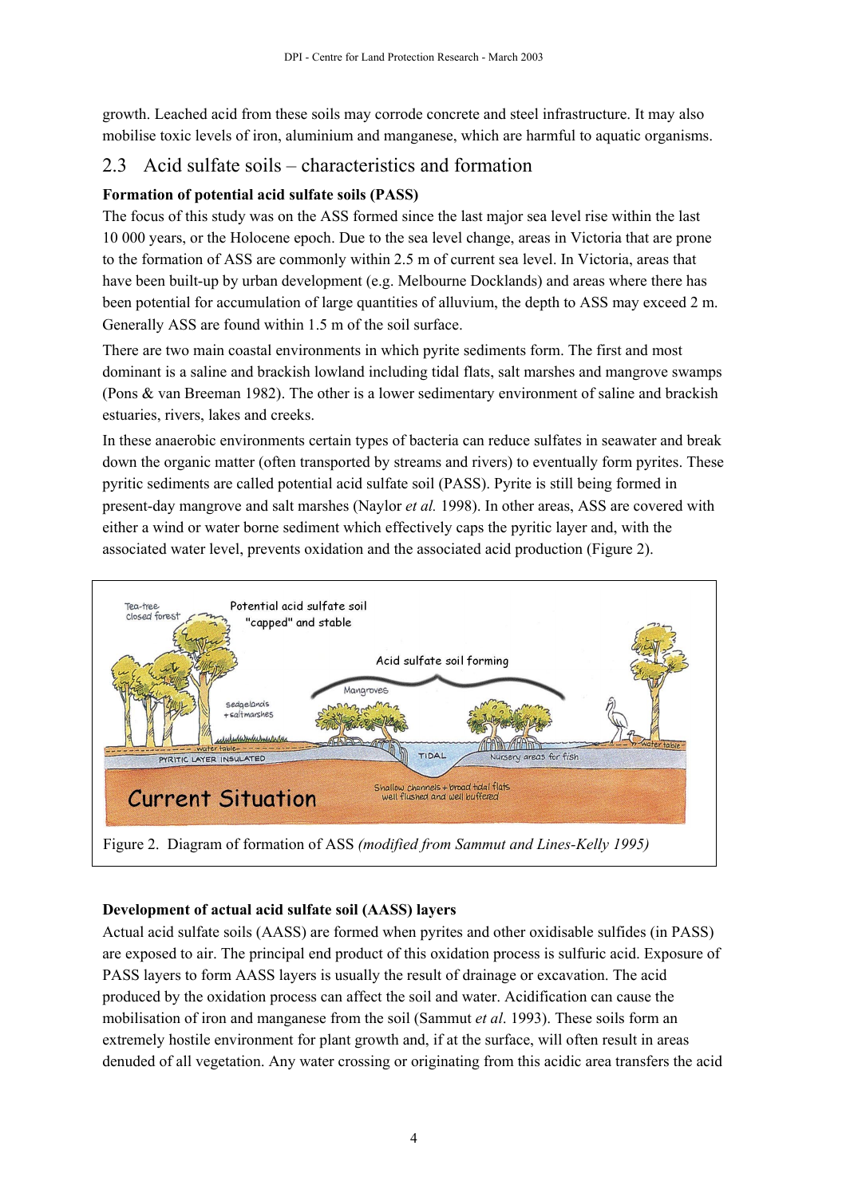growth. Leached acid from these soils may corrode concrete and steel infrastructure. It may also mobilise toxic levels of iron, aluminium and manganese, which are harmful to aquatic organisms.

## 2.3 Acid sulfate soils – characteristics and formation

**Formation of potential acid sulfate soils (PASS)**

The focus of this study was on the ASS formed since the last major sea level rise within the last 10 000 years, or the Holocene epoch. Due to the sea level change, areas in Victoria that are prone to the formation of ASS are commonly within 2.5 m of current sea level. In Victoria, areas that have been built-up by urban development (e.g. Melbourne Docklands) and areas where there has been potential for accumulation of large quantities of alluvium, the depth to ASS may exceed 2 m. Generally ASS are found within 1.5 m of the soil surface.

There are two main coastal environments in which pyrite sediments form. The first and most dominant is a saline and brackish lowland including tidal flats, salt marshes and mangrove swamps (Pons & van Breeman 1982). The other is a lower sedimentary environment of saline and brackish estuaries, rivers, lakes and creeks.

In these anaerobic environments certain types of bacteria can reduce sulfates in seawater and break down the organic matter (often transported by streams and rivers) to eventually form pyrites. These pyritic sediments are called potential acid sulfate soil (PASS). Pyrite is still being formed in present-day mangrove and salt marshes (Naylor *et al.* 1998). In other areas, ASS are covered with either a wind or water borne sediment which effectively caps the pyritic layer and, with the associated water level, prevents oxidation and the associated acid production (Figure 2).

Figure 2. Diagram of formation of ASS *(modified from Sammut and Lines-Kelly 1995)*

**Development of actual acid sulfate soil (AASS) layers**

Actual acid sulfate soils (AASS) are formed when pyrites and other oxidisable sulfides (in PASS) are exposed to air. The principal end product of this oxidation process is sulfuric acid. Exposure of PASS layers to form AASS layers is usually the result of drainage or excavation. The acid produced by the oxidation process can affect the soil and water. Acidification can cause the mobilisation of iron and manganese from the soil (Sammut *et al*. 1993). These soils form an extremely hostile environment for plant growth and, if at the surface, will often result in areas denuded of all vegetation. Any water crossing or originating from this acidic area transfers the acid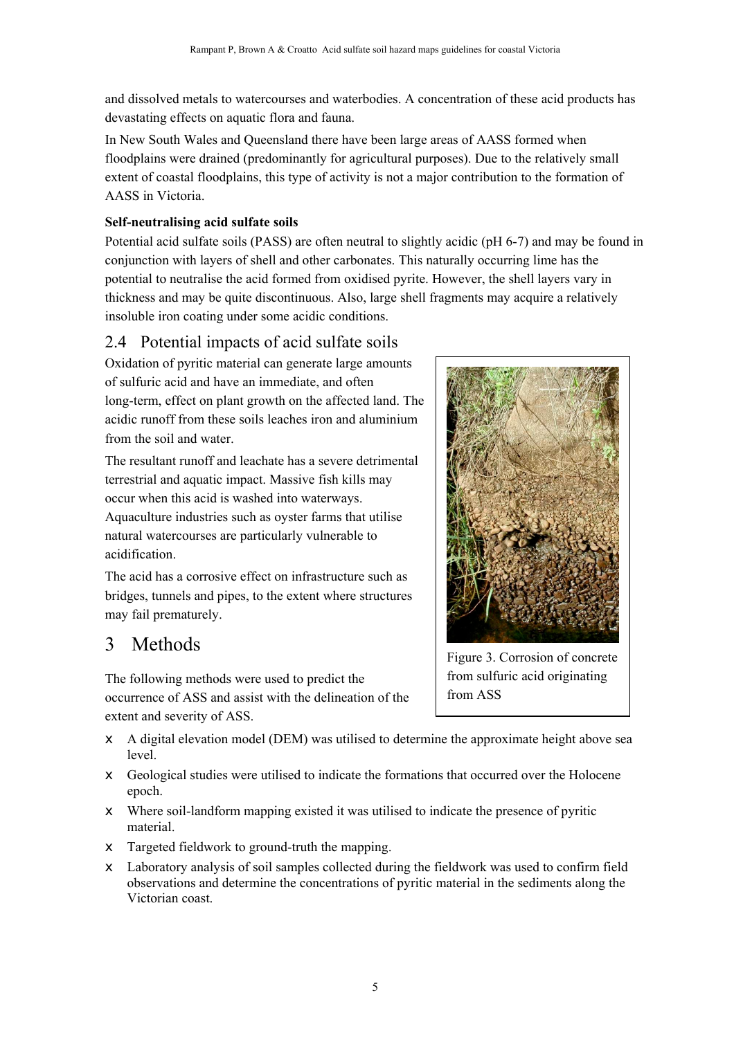and dissolved metals to watercourses and waterbodies. A concentration of these acid products has devastating effects on aquatic flora and fauna.

In New South Wales and Queensland there have been large areas of AASS formed when floodplains were drained (predominantly for agricultural purposes). Due to the relatively small extent of coastal floodplains, this type of activity is not a major contribution to the formation of AASS in Victoria.

**Self-neutralising acid sulfate soils**

Potential acid sulfate soils (PASS) are often neutral to slightly acidic (pH 6-7) and may be found in conjunction with layers of shell and other carbonates. This naturally occurring lime has the potential to neutralise the acid formed from oxidised pyrite. However, the shell layers vary in thickness and may be quite discontinuous. Also, large shell fragments may acquire a relatively insoluble iron coating under some acidic conditions.

## 2.4 Potential impacts of acid sulfate soils

Oxidation of pyritic material can generate large amounts of sulfuric acid and have an immediate, and often long-term, effect on plant growth on the affected land. The acidic runoff from these soils leaches iron and aluminium from the soil and water.

The resultant runoff and leachate has a severe detrimental terrestrial and aquatic impact. Massive fish kills may occur when this acid is washed into waterways. Aquaculture industries such as oyster farms that utilise natural watercourses are particularly vulnerable to acidification.

The acid has a corrosive effect on infrastructure such as bridges, tunnels and pipes, to the extent where structures may fail prematurely.

Figure 3. Corrosion of concrete from sulfuric acid originating from ASS

# 3 Methods

The following methods were used to predict the occurrence of ASS and assist with the delineation of the extent and severity of ASS.

- A digital elevation model (DEM) was utilised to determine the approximate height above sea level.
- Geological studies were utilised to indicate the formations that occurred over the Holocene epoch.
- Where soil-landform mapping existed it was utilised to indicate the presence of pyritic material.
- Targeted fieldwork to ground-truth the mapping.
- Laboratory analysis of soil samples collected during the fieldwork was used to confirm field observations and determine the concentrations of pyritic material in the sediments along the Victorian coast.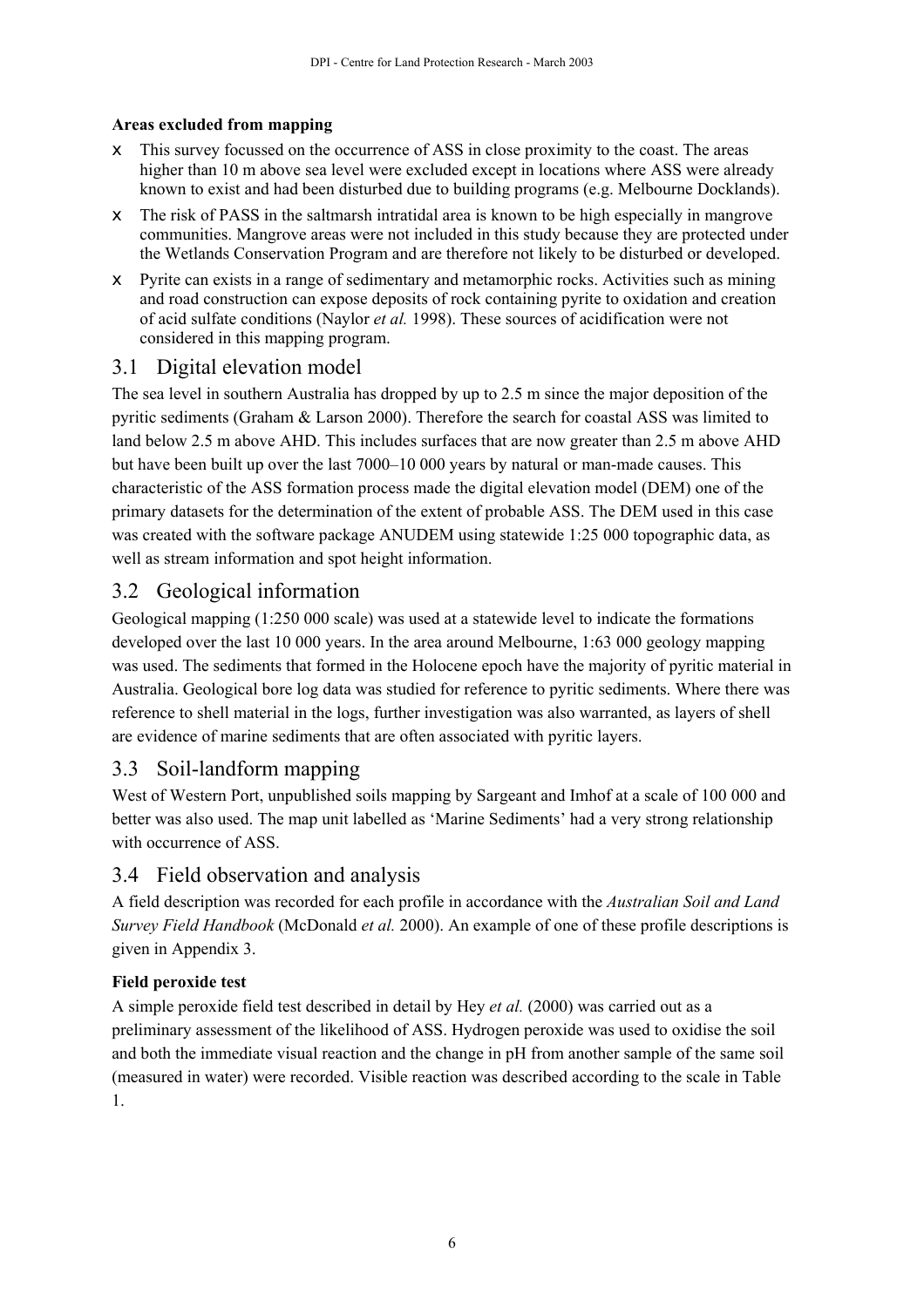**Areas excluded from mapping**

- This survey focussed on the occurrence of ASS in close proximity to the coast. The areas higher than 10 m above sea level were excluded except in locations where ASS were already known to exist and had been disturbed due to building programs (e.g. Melbourne Docklands).
- The risk of PASS in the saltmarsh intratidal area is known to be high especially in mangrove communities. Mangrove areas were not included in this study because they are protected under the Wetlands Conservation Program and are therefore not likely to be disturbed or developed.
- Pyrite can exists in a range of sedimentary and metamorphic rocks. Activities such as mining and road construction can expose deposits of rock containing pyrite to oxidation and creation of acid sulfate conditions (Naylor *et al.* 1998). These sources of acidification were not considered in this mapping program.

## 3.1 Digital elevation model

The sea level in southern Australia has dropped by up to 2.5 m since the major deposition of the pyritic sediments (Graham & Larson 2000). Therefore the search for coastal ASS was limited to land below 2.5 m above AHD. This includes surfaces that are now greater than 2.5 m above AHD but have been built up over the last 7000–10 000 years by natural or man-made causes. This characteristic of the ASS formation process made the digital elevation model (DEM) one of the primary datasets for the determination of the extent of probable ASS. The DEM used in this case was created with the software package ANUDEM using statewide 1:25 000 topographic data, as well as stream information and spot height information.

## 3.2 Geological information

Geological mapping (1:250 000 scale) was used at a statewide level to indicate the formations developed over the last 10 000 years. In the area around Melbourne, 1:63 000 geology mapping was used. The sediments that formed in the Holocene epoch have the majority of pyritic material in Australia. Geological bore log data was studied for reference to pyritic sediments. Where there was reference to shell material in the logs, further investigation was also warranted, as layers of shell are evidence of marine sediments that are often associated with pyritic layers.

## 3.3 Soil-landform mapping

West of Western Port, unpublished soils mapping by Sargeant and Imhof at a scale of 100 000 and better was also used. The map unit labelled as 'Marine Sediments' had a very strong relationship with occurrence of ASS.

## 3.4 Field observation and analysis

A field description was recorded for each profile in accordance with the *Australian Soil and Land Survey Field Handbook* (McDonald *et al.* 2000). An example of one of these profile descriptions is given in Appendix 3.

**Field peroxide test**

A simple peroxide field test described in detail by Hey *et al.* (2000) was carried out as a preliminary assessment of the likelihood of ASS. Hydrogen peroxide was used to oxidise the soil and both the immediate visual reaction and the change in pH from another sample of the same soil (measured in water) were recorded. Visible reaction was described according to the scale in Table 1.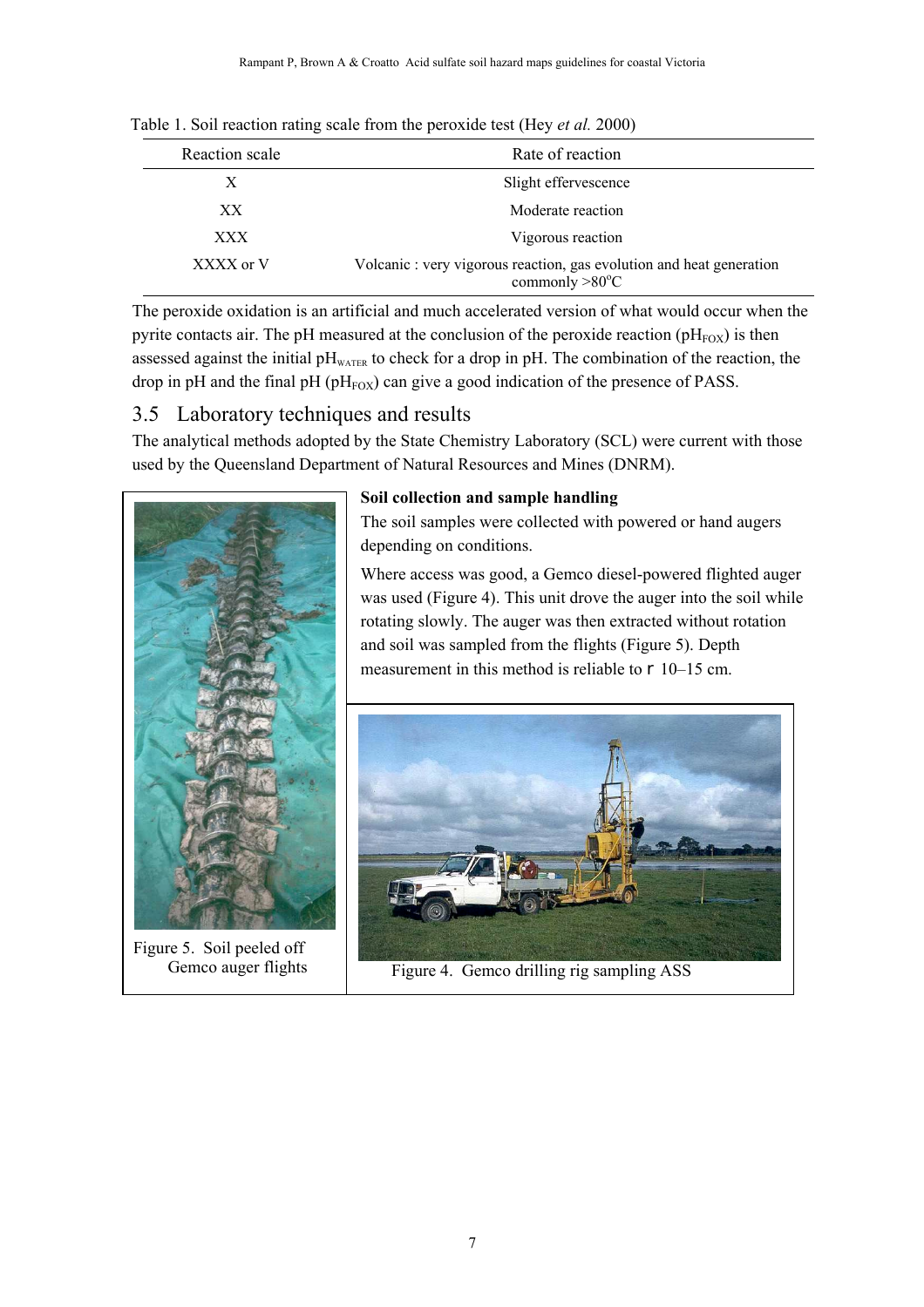Table 1. Soil reaction rating scale from the peroxide test (Hey *et al.* 2000)

| Reaction scale | Rate of reaction |
|---|---|
| X | Slight effervescence |
| XX | Moderate reaction |
| XXX | Vigorous reaction |
| XXXX or V | Volcanic : very vigorous reaction, gas evolution and heat generation commonly >80°C |

The peroxide oxidation is an artificial and much accelerated version of what would occur when the pyrite contacts air. The pH measured at the conclusion of the peroxide reaction ($pH_{FOX}$) is then assessed against the initial $pH_{WATER}$ to check for a drop in pH. The combination of the reaction, the drop in pH and the final pH ($pH_{FOX}$) can give a good indication of the presence of PASS.

## 3.5 Laboratory techniques and results

The analytical methods adopted by the State Chemistry Laboratory (SCL) were current with those used by the Queensland Department of Natural Resources and Mines (DNRM).

**Soil collection and sample handling**

The soil samples were collected with powered or hand augers depending on conditions.

Where access was good, a Gemco diesel-powered flighted auger was used (Figure 4). This unit drove the auger into the soil while rotating slowly. The auger was then extracted without rotation and soil was sampled from the flights (Figure 5). Depth measurement in this method is reliable to r 10–15 cm.

Figure 5. Soil peeled off Gemco auger flights

Figure 4. Gemco drilling rig sampling ASS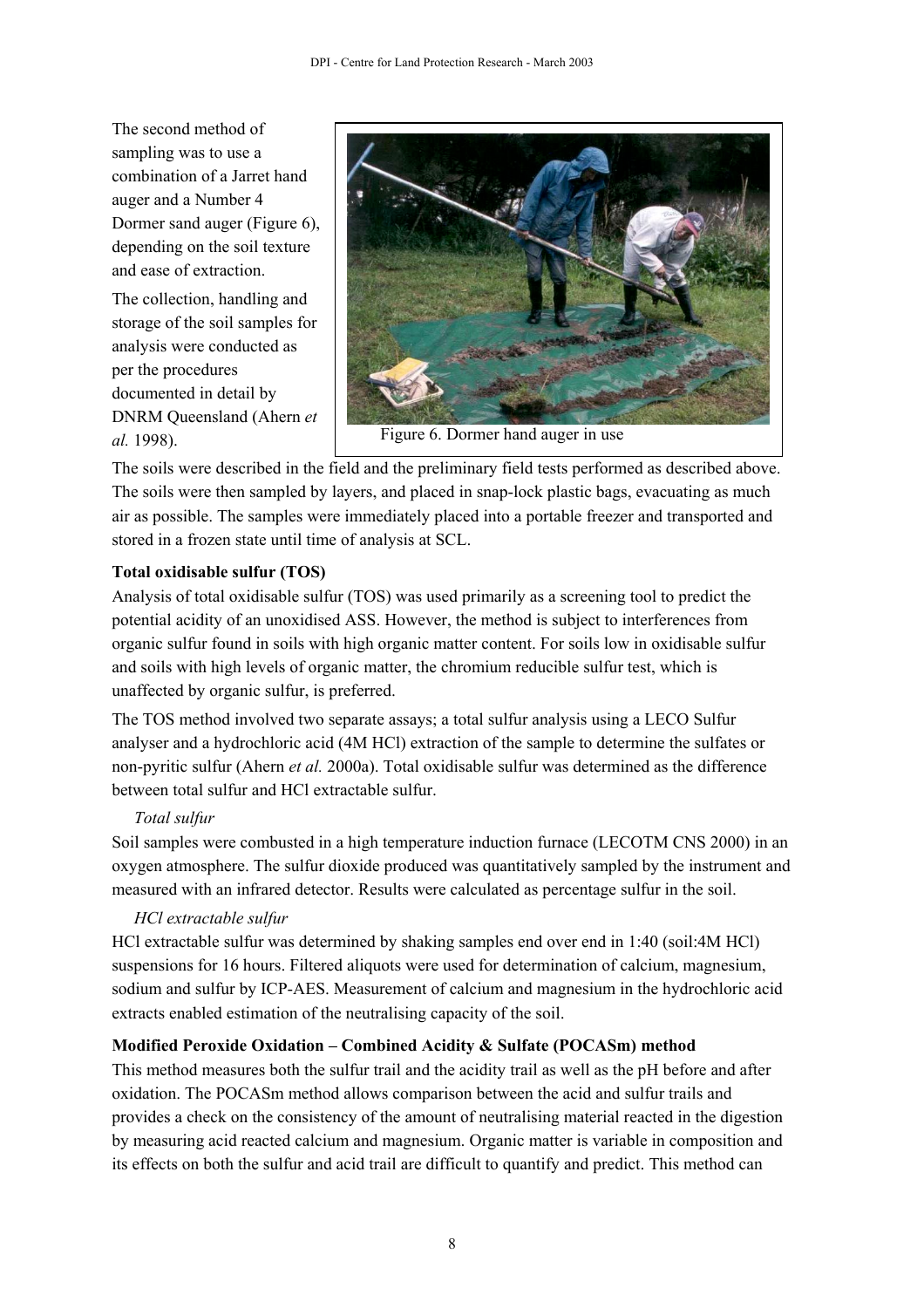The second method of sampling was to use a combination of a Jarret hand auger and a Number 4 Dormer sand auger (Figure 6), depending on the soil texture and ease of extraction.

The collection, handling and storage of the soil samples for analysis were conducted as per the procedures documented in detail by DNRM Queensland (Ahern *et al.* 1998).

Figure 6. Dormer hand auger in use

The soils were described in the field and the preliminary field tests performed as described above. The soils were then sampled by layers, and placed in snap-lock plastic bags, evacuating as much air as possible. The samples were immediately placed into a portable freezer and transported and stored in a frozen state until time of analysis at SCL.

**Total oxidisable sulfur (TOS)**

Analysis of total oxidisable sulfur (TOS) was used primarily as a screening tool to predict the potential acidity of an unoxidised ASS. However, the method is subject to interferences from organic sulfur found in soils with high organic matter content. For soils low in oxidisable sulfur and soils with high levels of organic matter, the chromium reducible sulfur test, which is unaffected by organic sulfur, is preferred.

The TOS method involved two separate assays; a total sulfur analysis using a LECO Sulfur analyser and a hydrochloric acid (4M HCl) extraction of the sample to determine the sulfates or non-pyritic sulfur (Ahern *et al.* 2000a). Total oxidisable sulfur was determined as the difference between total sulfur and HCl extractable sulfur.

*Total sulfur*

Soil samples were combusted in a high temperature induction furnace (LECOTM CNS 2000) in an oxygen atmosphere. The sulfur dioxide produced was quantitatively sampled by the instrument and measured with an infrared detector. Results were calculated as percentage sulfur in the soil.

*HCl extractable sulfur*

HCl extractable sulfur was determined by shaking samples end over end in 1:40 (soil:4M HCl) suspensions for 16 hours. Filtered aliquots were used for determination of calcium, magnesium, sodium and sulfur by ICP-AES. Measurement of calcium and magnesium in the hydrochloric acid extracts enabled estimation of the neutralising capacity of the soil.

**Modified Peroxide Oxidation – Combined Acidity & Sulfate (POCASm) method**

This method measures both the sulfur trail and the acidity trail as well as the pH before and after oxidation. The POCASm method allows comparison between the acid and sulfur trails and provides a check on the consistency of the amount of neutralising material reacted in the digestion by measuring acid reacted calcium and magnesium. Organic matter is variable in composition and its effects on both the sulfur and acid trail are difficult to quantify and predict. This method can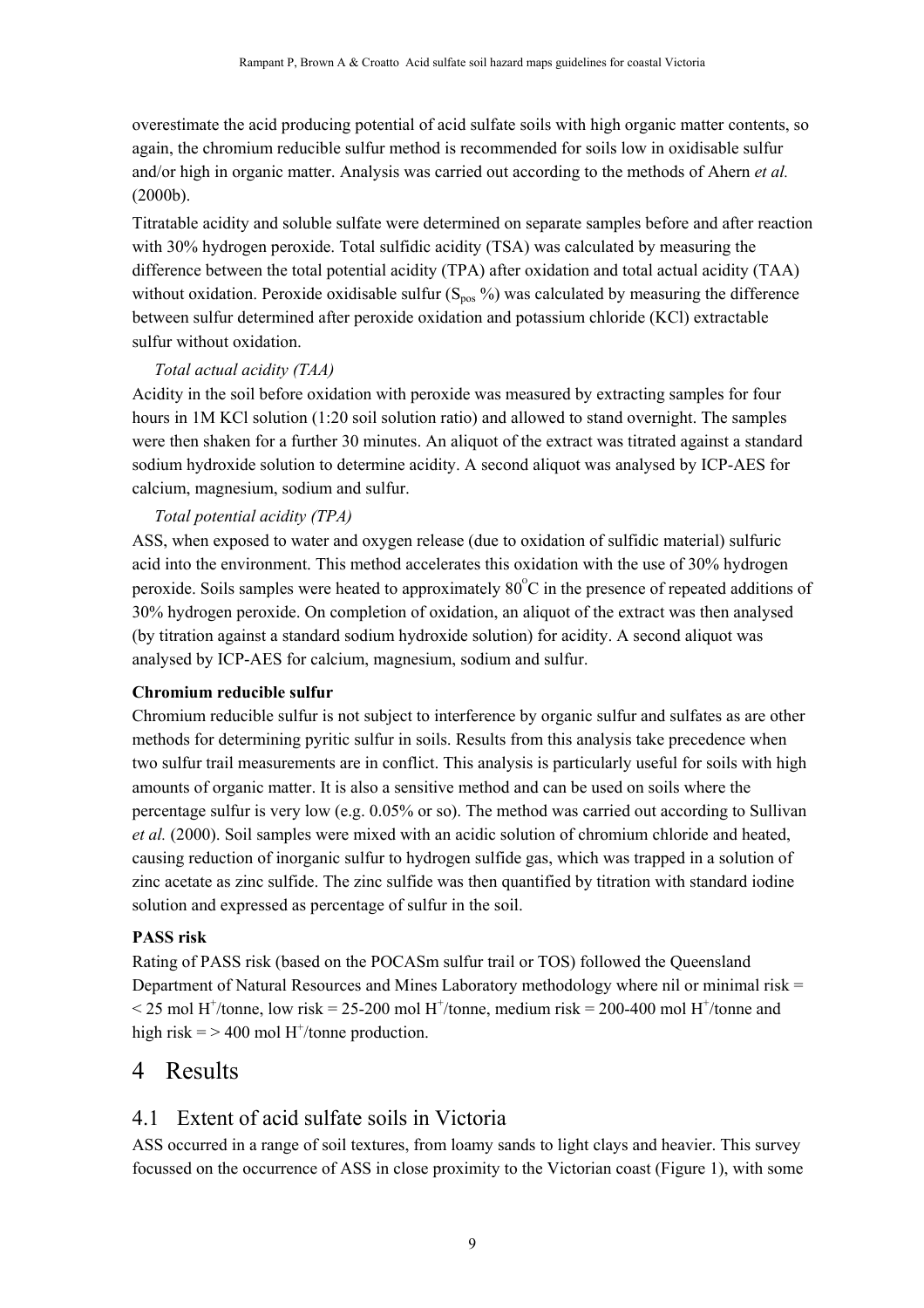overestimate the acid producing potential of acid sulfate soils with high organic matter contents, so again, the chromium reducible sulfur method is recommended for soils low in oxidisable sulfur and/or high in organic matter. Analysis was carried out according to the methods of Ahern *et al.* (2000b).

Titratable acidity and soluble sulfate were determined on separate samples before and after reaction with 30% hydrogen peroxide. Total sulfidic acidity (TSA) was calculated by measuring the difference between the total potential acidity (TPA) after oxidation and total actual acidity (TAA) without oxidation. Peroxide oxidisable sulfur ($S_{pos}$ %) was calculated by measuring the difference between sulfur determined after peroxide oxidation and potassium chloride (KCl) extractable sulfur without oxidation.

*Total actual acidity (TAA)*

Acidity in the soil before oxidation with peroxide was measured by extracting samples for four hours in 1M KCl solution (1:20 soil solution ratio) and allowed to stand overnight. The samples were then shaken for a further 30 minutes. An aliquot of the extract was titrated against a standard sodium hydroxide solution to determine acidity. A second aliquot was analysed by ICP-AES for calcium, magnesium, sodium and sulfur.

*Total potential acidity (TPA)*

ASS, when exposed to water and oxygen release (due to oxidation of sulfidic material) sulfuric acid into the environment. This method accelerates this oxidation with the use of 30% hydrogen peroxide. Soils samples were heated to approximately $80^{o}C$ in the presence of repeated additions of 30% hydrogen peroxide. On completion of oxidation, an aliquot of the extract was then analysed (by titration against a standard sodium hydroxide solution) for acidity. A second aliquot was analysed by ICP-AES for calcium, magnesium, sodium and sulfur.

**Chromium reducible sulfur**

Chromium reducible sulfur is not subject to interference by organic sulfur and sulfates as are other methods for determining pyritic sulfur in soils. Results from this analysis take precedence when two sulfur trail measurements are in conflict. This analysis is particularly useful for soils with high amounts of organic matter. It is also a sensitive method and can be used on soils where the percentage sulfur is very low (e.g. 0.05% or so). The method was carried out according to Sullivan *et al.* (2000). Soil samples were mixed with an acidic solution of chromium chloride and heated, causing reduction of inorganic sulfur to hydrogen sulfide gas, which was trapped in a solution of zinc acetate as zinc sulfide. The zinc sulfide was then quantified by titration with standard iodine solution and expressed as percentage of sulfur in the soil.

**PASS risk**

Rating of PASS risk (based on the POCASm sulfur trail or TOS) followed the Queensland Department of Natural Resources and Mines Laboratory methodology where nil or minimal risk = < 25 mol $H^{+}$/tonne, low risk = 25-200 mol $H^{+}$/tonne, medium risk = 200-400 mol $H^{+}$/tonne and high risk = > 400 mol $H^{+}$/tonne production.

# 4 Results

## 4.1 Extent of acid sulfate soils in Victoria

ASS occurred in a range of soil textures, from loamy sands to light clays and heavier. This survey focussed on the occurrence of ASS in close proximity to the Victorian coast (Figure 1), with some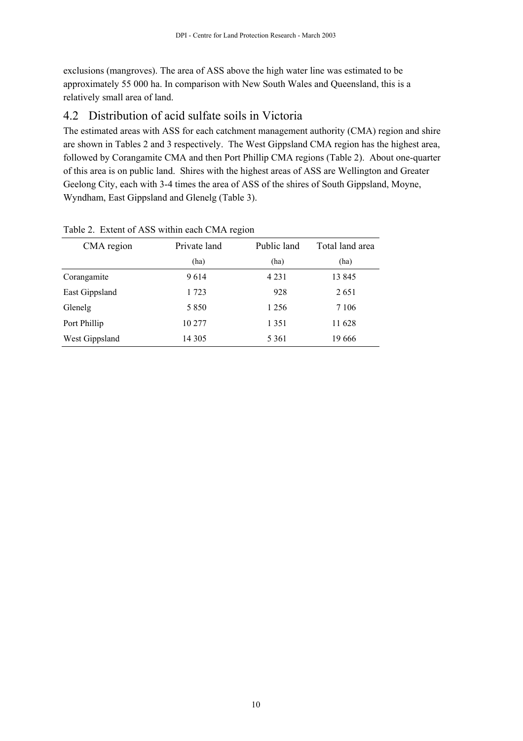exclusions (mangroves). The area of ASS above the high water line was estimated to be approximately 55 000 ha. In comparison with New South Wales and Queensland, this is a relatively small area of land.

## 4.2 Distribution of acid sulfate soils in Victoria

The estimated areas with ASS for each catchment management authority (CMA) region and shire are shown in Tables 2 and 3 respectively. The West Gippsland CMA region has the highest area, followed by Corangamite CMA and then Port Phillip CMA regions (Table 2). About one-quarter of this area is on public land. Shires with the highest areas of ASS are Wellington and Greater Geelong City, each with 3-4 times the area of ASS of the shires of South Gippsland, Moyne, Wyndham, East Gippsland and Glenelg (Table 3).

Table 2. Extent of ASS within each CMA region

| CMA region | Private land (ha) | Public land (ha) | Total land area (ha) |
|---|---|---|---|
| Corangamite | 9 614 | 4 231 | 13 845 |
| East Gippsland | 1 723 | 928 | 2 651 |
| Glenelg | 5 850 | 1 256 | 7 106 |
| Port Phillip | 10 277 | 1 351 | 11 628 |
| West Gippsland | 14 305 | 5 361 | 19 666 |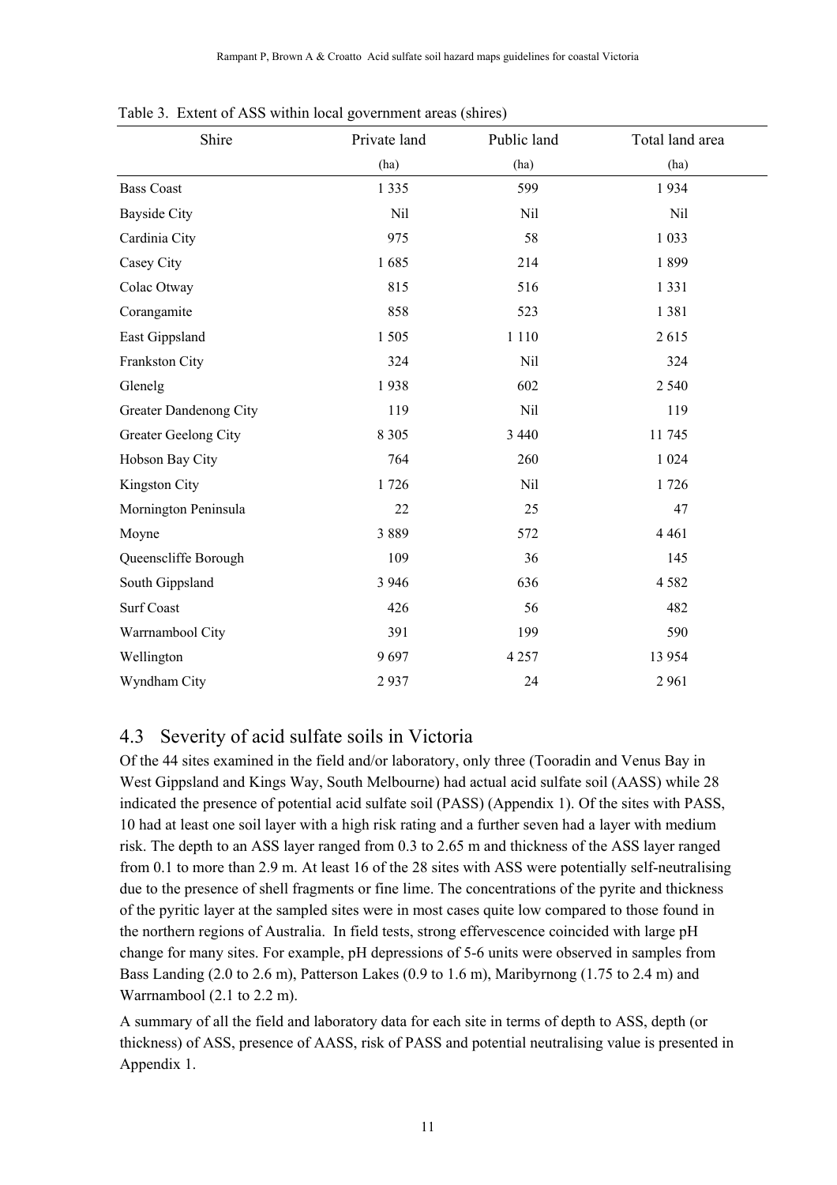Table 3. Extent of ASS within local government areas (shires)

| Shire | Private land | Public land | Total land area |
|---|---|---|---|
| | (ha) | (ha) | (ha) |
| Bass Coast | 1 335 | 599 | 1 934 |
| Bayside City | Nil | Nil | Nil |
| Cardinia City | 975 | 58 | 1 033 |
| Casey City | 1 685 | 214 | 1 899 |
| Colac Otway | 815 | 516 | 1 331 |
| Corangamite | 858 | 523 | 1 381 |
| East Gippsland | 1 505 | 1 110 | 2 615 |
| Frankston City | 324 | Nil | 324 |
| Glenelg | 1 938 | 602 | 2 540 |
| Greater Dandenong City | 119 | Nil | 119 |
| Greater Geelong City | 8 305 | 3 440 | 11 745 |
| Hobson Bay City | 764 | 260 | 1 024 |
| Kingston City | 1 726 | Nil | 1 726 |
| Mornington Peninsula | 22 | 25 | 47 |
| Moyne | 3 889 | 572 | 4 461 |
| Queenscliffe Borough | 109 | 36 | 145 |
| South Gippsland | 3 946 | 636 | 4 582 |
| Surf Coast | 426 | 56 | 482 |
| Warrnambool City | 391 | 199 | 590 |
| Wellington | 9 697 | 4 257 | 13 954 |
| Wyndham City | 2 937 | 24 | 2 961 |

## 4.3 Severity of acid sulfate soils in Victoria

Of the 44 sites examined in the field and/or laboratory, only three (Tooradin and Venus Bay in West Gippsland and Kings Way, South Melbourne) had actual acid sulfate soil (AASS) while 28 indicated the presence of potential acid sulfate soil (PASS) (Appendix 1). Of the sites with PASS, 10 had at least one soil layer with a high risk rating and a further seven had a layer with medium risk. The depth to an ASS layer ranged from 0.3 to 2.65 m and thickness of the ASS layer ranged from 0.1 to more than 2.9 m. At least 16 of the 28 sites with ASS were potentially self-neutralising due to the presence of shell fragments or fine lime. The concentrations of the pyrite and thickness of the pyritic layer at the sampled sites were in most cases quite low compared to those found in the northern regions of Australia. In field tests, strong effervescence coincided with large pH change for many sites. For example, pH depressions of 5-6 units were observed in samples from Bass Landing (2.0 to 2.6 m), Patterson Lakes (0.9 to 1.6 m), Maribyrnong (1.75 to 2.4 m) and Warrnambool (2.1 to 2.2 m).

A summary of all the field and laboratory data for each site in terms of depth to ASS, depth (or thickness) of ASS, presence of AASS, risk of PASS and potential neutralising value is presented in Appendix 1.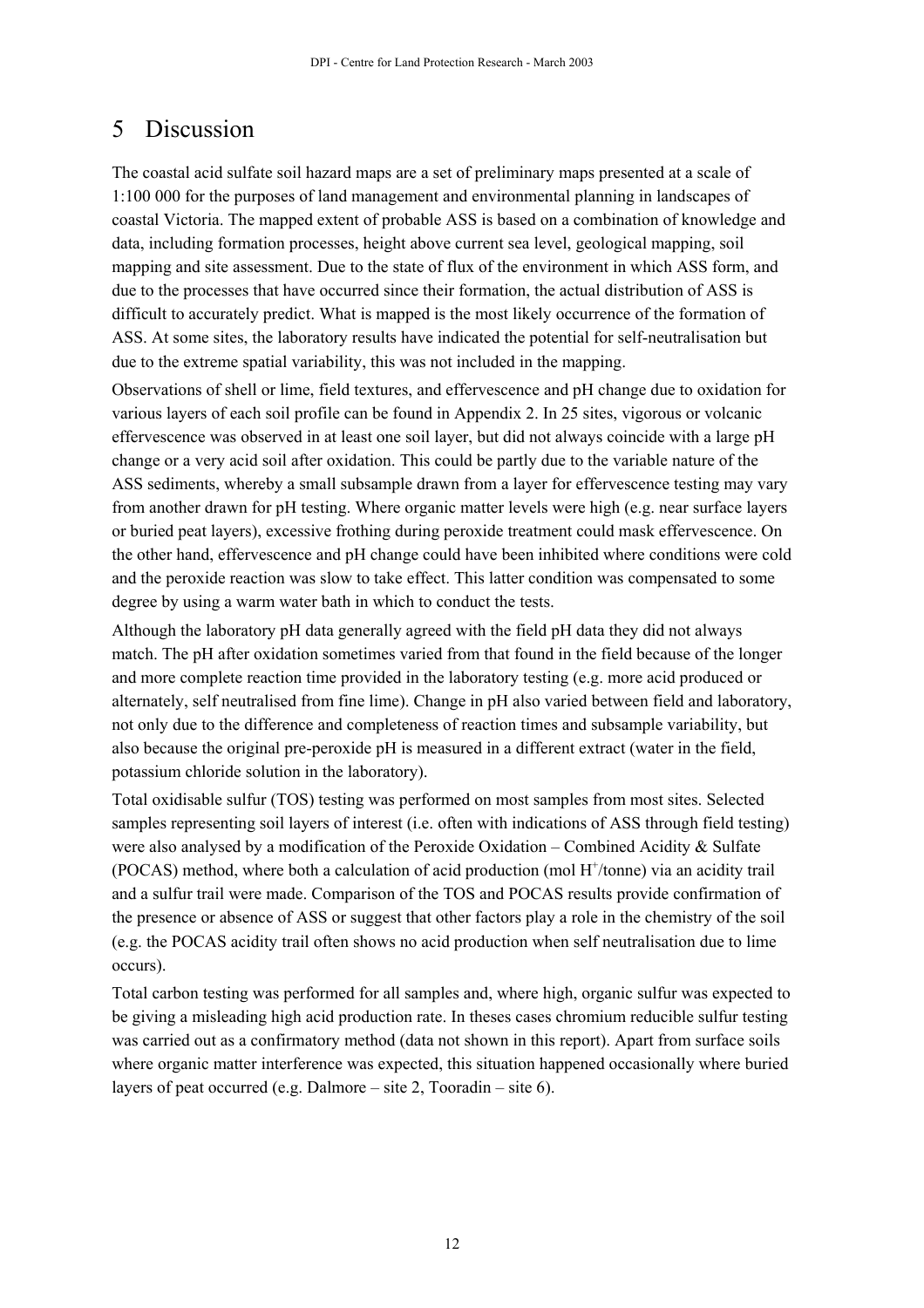# 5 Discussion

The coastal acid sulfate soil hazard maps are a set of preliminary maps presented at a scale of 1:100 000 for the purposes of land management and environmental planning in landscapes of coastal Victoria. The mapped extent of probable ASS is based on a combination of knowledge and data, including formation processes, height above current sea level, geological mapping, soil mapping and site assessment. Due to the state of flux of the environment in which ASS form, and due to the processes that have occurred since their formation, the actual distribution of ASS is difficult to accurately predict. What is mapped is the most likely occurrence of the formation of ASS. At some sites, the laboratory results have indicated the potential for self-neutralisation but due to the extreme spatial variability, this was not included in the mapping.

Observations of shell or lime, field textures, and effervescence and pH change due to oxidation for various layers of each soil profile can be found in Appendix 2. In 25 sites, vigorous or volcanic effervescence was observed in at least one soil layer, but did not always coincide with a large pH change or a very acid soil after oxidation. This could be partly due to the variable nature of the ASS sediments, whereby a small subsample drawn from a layer for effervescence testing may vary from another drawn for pH testing. Where organic matter levels were high (e.g. near surface layers or buried peat layers), excessive frothing during peroxide treatment could mask effervescence. On the other hand, effervescence and pH change could have been inhibited where conditions were cold and the peroxide reaction was slow to take effect. This latter condition was compensated to some degree by using a warm water bath in which to conduct the tests.

Although the laboratory pH data generally agreed with the field pH data they did not always match. The pH after oxidation sometimes varied from that found in the field because of the longer and more complete reaction time provided in the laboratory testing (e.g. more acid produced or alternately, self neutralised from fine lime). Change in pH also varied between field and laboratory, not only due to the difference and completeness of reaction times and subsample variability, but also because the original pre-peroxide pH is measured in a different extract (water in the field, potassium chloride solution in the laboratory).

Total oxidisable sulfur (TOS) testing was performed on most samples from most sites. Selected samples representing soil layers of interest (i.e. often with indications of ASS through field testing) were also analysed by a modification of the Peroxide Oxidation – Combined Acidity & Sulfate (POCAS) method, where both a calculation of acid production (mol $H^+$/tonne) via an acidity trail and a sulfur trail were made. Comparison of the TOS and POCAS results provide confirmation of the presence or absence of ASS or suggest that other factors play a role in the chemistry of the soil (e.g. the POCAS acidity trail often shows no acid production when self neutralisation due to lime occurs).

Total carbon testing was performed for all samples and, where high, organic sulfur was expected to be giving a misleading high acid production rate. In theses cases chromium reducible sulfur testing was carried out as a confirmatory method (data not shown in this report). Apart from surface soils where organic matter interference was expected, this situation happened occasionally where buried layers of peat occurred (e.g. Dalmore – site 2, Tooradin – site 6).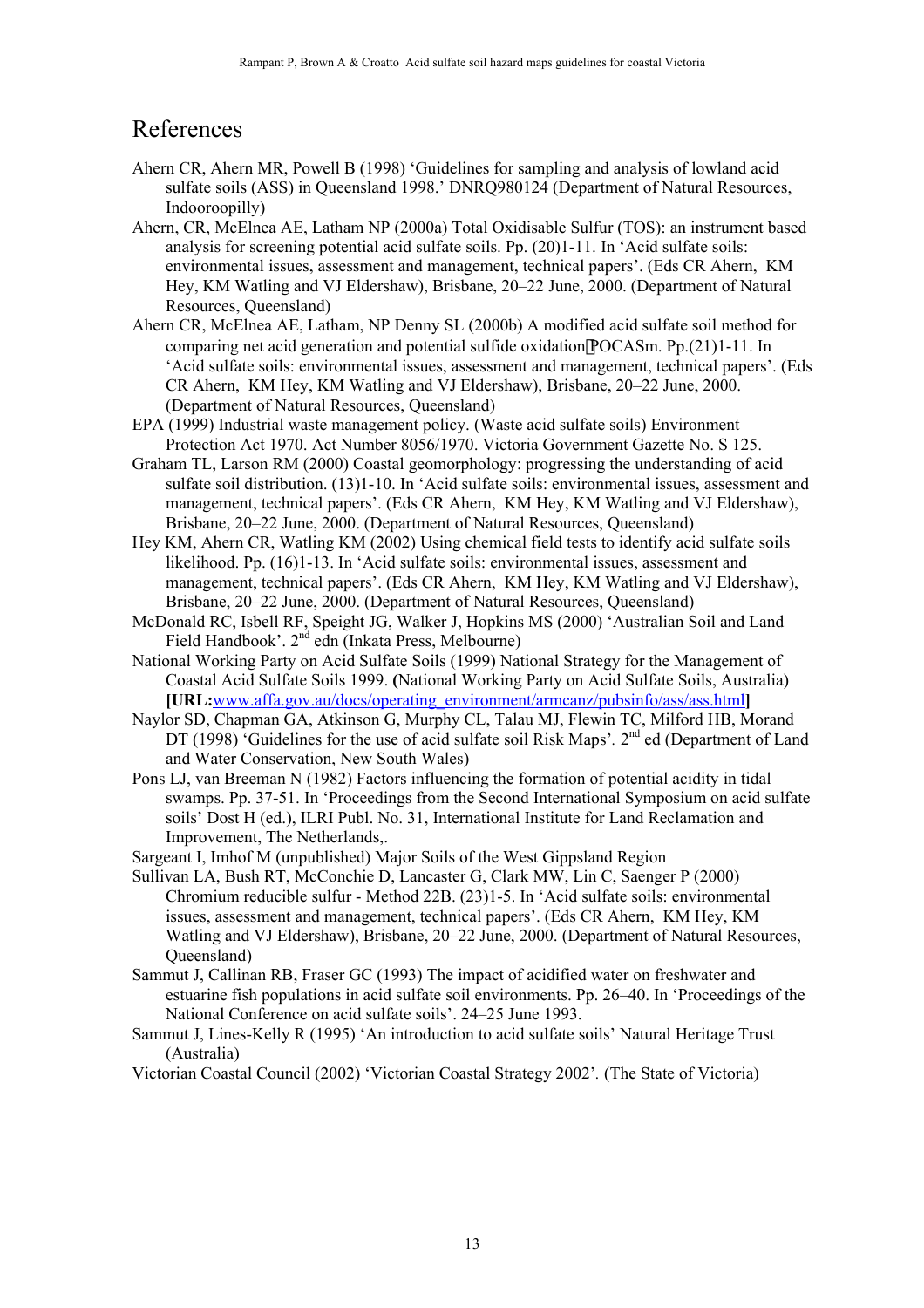# References

Ahern CR, Ahern MR, Powell B (1998) 'Guidelines for sampling and analysis of lowland acid sulfate soils (ASS) in Queensland 1998.' DNRQ980124 (Department of Natural Resources, Indooroopilly)

Ahern, CR, McElnea AE, Latham NP (2000a) Total Oxidisable Sulfur (TOS): an instrument based analysis for screening potential acid sulfate soils. Pp. (20)1-11. In 'Acid sulfate soils: environmental issues, assessment and management, technical papers'. (Eds CR Ahern, KM Hey, KM Watling and VJ Eldershaw), Brisbane, 20–22 June, 2000. (Department of Natural Resources, Queensland)

Ahern CR, McElnea AE, Latham, NP Denny SL (2000b) A modified acid sulfate soil method for comparing net acid generation and potential sulfide oxidation POCASm. Pp.(21)1-11. In 'Acid sulfate soils: environmental issues, assessment and management, technical papers'. (Eds CR Ahern, KM Hey, KM Watling and VJ Eldershaw), Brisbane, 20–22 June, 2000. (Department of Natural Resources, Queensland)

EPA (1999) Industrial waste management policy. (Waste acid sulfate soils) Environment Protection Act 1970. Act Number 8056/1970. Victoria Government Gazette No. S 125.

Graham TL, Larson RM (2000) Coastal geomorphology: progressing the understanding of acid sulfate soil distribution. (13)1-10. In 'Acid sulfate soils: environmental issues, assessment and management, technical papers'. (Eds CR Ahern, KM Hey, KM Watling and VJ Eldershaw), Brisbane, 20–22 June, 2000. (Department of Natural Resources, Queensland)

Hey KM, Ahern CR, Watling KM (2002) Using chemical field tests to identify acid sulfate soils likelihood. Pp. (16)1-13. In 'Acid sulfate soils: environmental issues, assessment and management, technical papers'. (Eds CR Ahern, KM Hey, KM Watling and VJ Eldershaw), Brisbane, 20–22 June, 2000. (Department of Natural Resources, Queensland)

McDonald RC, Isbell RF, Speight JG, Walker J, Hopkins MS (2000) 'Australian Soil and Land Field Handbook'. 2nd edn (Inkata Press, Melbourne)

National Working Party on Acid Sulfate Soils (1999) National Strategy for the Management of Coastal Acid Sulfate Soils 1999. (National Working Party on Acid Sulfate Soils, Australia) **[URL:**www.affa.gov.au/docs/operating_environment/armcanz/pubsinfo/ass/ass.html**]**

Naylor SD, Chapman GA, Atkinson G, Murphy CL, Talau MJ, Flewin TC, Milford HB, Morand DT (1998) 'Guidelines for the use of acid sulfate soil Risk Maps'. 2nd ed (Department of Land and Water Conservation, New South Wales)

Pons LJ, van Breeman N (1982) Factors influencing the formation of potential acidity in tidal swamps. Pp. 37-51. In 'Proceedings from the Second International Symposium on acid sulfate soils' Dost H (ed.), ILRI Publ. No. 31, International Institute for Land Reclamation and Improvement, The Netherlands,.

Sargeant I, Imhof M (unpublished) Major Soils of the West Gippsland Region

Sullivan LA, Bush RT, McConchie D, Lancaster G, Clark MW, Lin C, Saenger P (2000) Chromium reducible sulfur - Method 22B. (23)1-5. In 'Acid sulfate soils: environmental issues, assessment and management, technical papers'. (Eds CR Ahern, KM Hey, KM Watling and VJ Eldershaw), Brisbane, 20–22 June, 2000. (Department of Natural Resources, Queensland)

Sammut J, Callinan RB, Fraser GC (1993) The impact of acidified water on freshwater and estuarine fish populations in acid sulfate soil environments. Pp. 26–40. In 'Proceedings of the National Conference on acid sulfate soils'. 24–25 June 1993.

Sammut J, Lines-Kelly R (1995) 'An introduction to acid sulfate soils' Natural Heritage Trust (Australia)

Victorian Coastal Council (2002) 'Victorian Coastal Strategy 2002'. (The State of Victoria)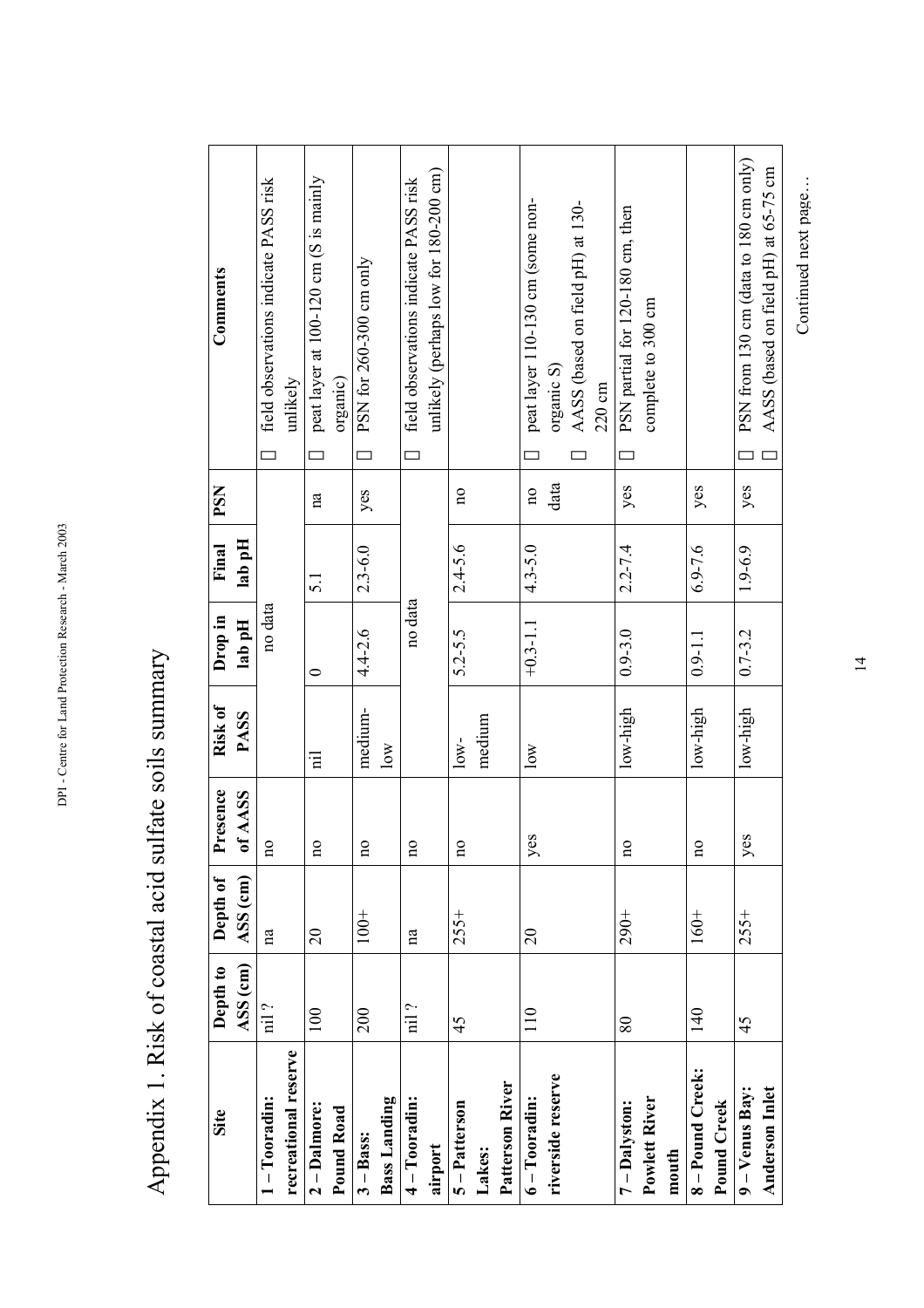# Appendix 1. Risk of coastal acid sulfate soils summary

| Site | Depth to ASS (cm) | Depth of ASS (cm) | Presence of AASS | Risk of PASS | Drop in lab pH | Final lab pH | PSN | Comments |
|---|---|---|---|---|---|---|---|---|
| **1 – Tooradin: recreational reserve** | nil ? | na | no | | no data | | | field observations indicate PASS risk unlikely |
| **2 – Dalmore: Pound Road** | 100 | 20 | no | nil | 0 | 5.1 | na | peat layer at 100-120 cm (S is mainly organic) |
| **3 – Bass: Bass Landing** | 200 | 100+ | no | medium-low | 4.4-2.6 | 2.3-6.0 | yes | PSN for 260-300 cm only |
| **4 – Tooradin: airport** | nil ? | na | no | | no data | | | field observations indicate PASS risk unlikely (perhaps low for 180-200 cm) |
| **5 – Patterson Lakes: Patterson River** | 45 | 255+ | no | low-medium | 5.2-5.5 | 2.4-5.6 | no | |
| **6 – Tooradin: riverside reserve** | 110 | 20 | yes | low | +0.3-1.1 | 4.3-5.0 | no data | peat layer 110-130 cm (some non-organic S); AASS (based on field pH) at 130-220 cm |
| **7 – Dalyston: Powlett River mouth** | 80 | 290+ | no | low-high | 0.9-3.0 | 2.2-7.4 | yes | PSN partial for 120-180 cm, then complete to 300 cm |
| **8 – Pound Creek: Pound Creek** | 140 | 160+ | no | low-high | 0.9-1.1 | 6.9-7.6 | yes | |
| **9 – Venus Bay: Anderson Inlet** | 45 | 255+ | yes | low-high | 0.7-3.2 | 1.9-6.9 | yes | PSN from 130 cm (data to 180 cm only); AASS (based on field pH) at 65-75 cm |

Continued next page…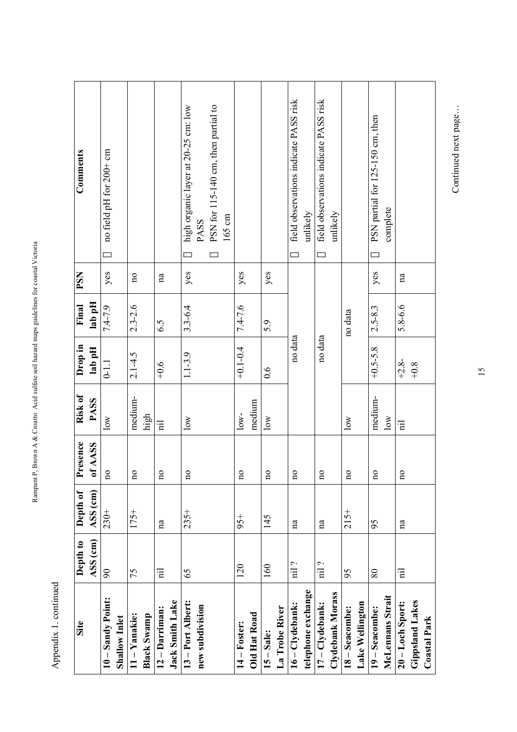Appendix 1. continued

| Site | Depth to ASS (cm) | Depth of ASS (cm) | Presence of AASS | Risk of PASS | Drop in lab pH | Final lab pH | PSN | Comments |
|---|---|---|---|---|---|---|---|---|
| **10 – Sandy Point: Shallow Inlet** | 90 | 230+ | no | low | 0-1.1 | 7.4-7.9 | yes | no field pH for 200+ cm |
| **11 – Yanakie: Black Swamp** | 75 | 175+ | no | medium-high | 2.1-4.5 | 2.3-2.6 | no | |
| **12 – Darriman: Jack Smith Lake** | nil | na | no | nil | +0.6 | 6.5 | na | |
| **13 – Port Albert: new subdivision** | 65 | 235+ | no | low | 1.1-3.9 | 3.3-6.4 | yes | high organic layer at 20-25 cm: low PASS; PSN for 115-140 cm, then partial to 165 cm |
| **14 – Foster: Old Hat Road** | 120 | 95+ | no | low-medium | +0.1-0.4 | 7.4-7.6 | yes | |
| **15 – Sale: La Trobe River** | 160 | 145 | no | low | 0.6 | 5.9 | yes | |
| **16 – Clydebank: telephone exchange** | nil ? | na | no | | no data | | | field observations indicate PASS risk unlikely |
| **17 – Clydebank: Clydebank Morass** | nil ? | na | no | | no data | | | field observations indicate PASS risk unlikely |
| **18 – Seacombe: Lake Wellington** | 95 | 215+ | no | low | | no data | | |
| **19 – Seacombe: McLennans Strait** | 80 | 95 | no | medium-low | +0.5-5.8 | 2.5-8.3 | yes | PSN partial for 125-150 cm, then complete |
| **20 – Loch Sport: Gippsland Lakes Coastal Park** | nil | na | no | nil | +2.8-+0.8 | 5.8-6.6 | na | |

Continued next page…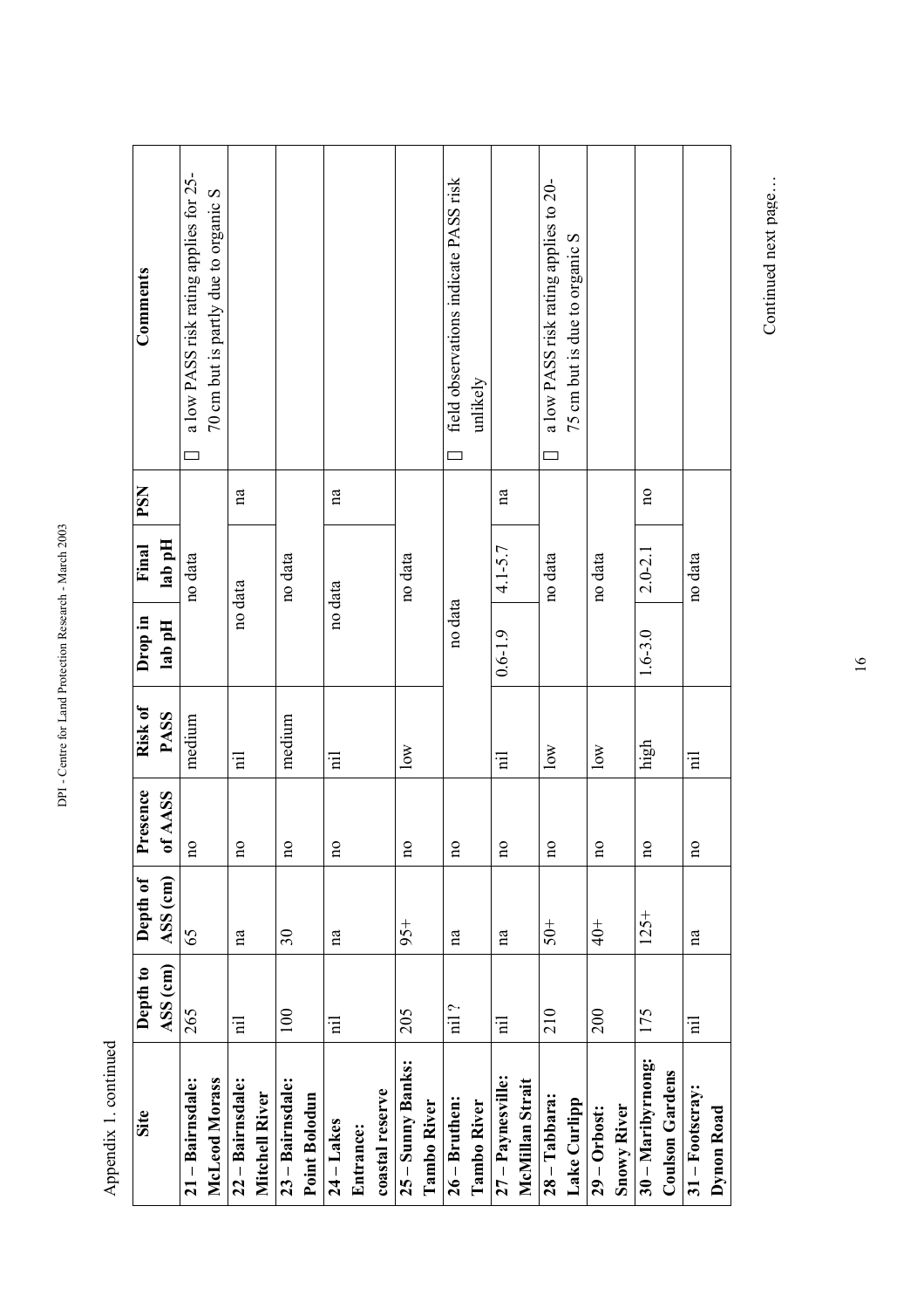Appendix 1. continued

| Site | Depth to ASS (cm) | Depth of ASS (cm) | Presence of AASS | Risk of PASS | Drop in lab pH | Final lab pH | PSN | Comments |
|---|---|---|---|---|---|---|---|---|
| **21 – Bairnsdale: McLeod Morass** | 265 | 65 | no | medium | no data | | | □ a low PASS risk rating applies for 25-70 cm but is partly due to organic S |
| **22 – Bairnsdale: Mitchell River** | nil | na | no | nil | no data | | na | |
| **23 – Bairnsdale: Point Bolodun** | 100 | 30 | no | medium | no data | | | |
| **24 – Lakes Entrance: coastal reserve** | nil | na | no | nil | no data | | na | |
| **25 – Sunny Banks: Tambo River** | 205 | 95+ | no | low | no data | | | |
| **26 – Bruthen: Tambo River** | nil ? | na | no | | no data | | | □ field observations indicate PASS risk unlikely |
| **27 – Paynesville: McMillan Strait** | nil | na | no | nil | 0.6-1.9 | 4.1-5.7 | na | |
| **28 – Tabbara: Lake Curlipp** | 210 | 50+ | no | low | no data | | | □ a low PASS risk rating applies to 20-75 cm but is due to organic S |
| **29 – Orbost: Snowy River** | 200 | 40+ | no | low | no data | | | |
| **30 – Maribyrnong: Coulson Gardens** | 175 | 125+ | no | high | 1.6-3.0 | 2.0-2.1 | no | |
| **31 – Footscray: Dynon Road** | nil | na | no | nil | no data | | | |

Continued next page…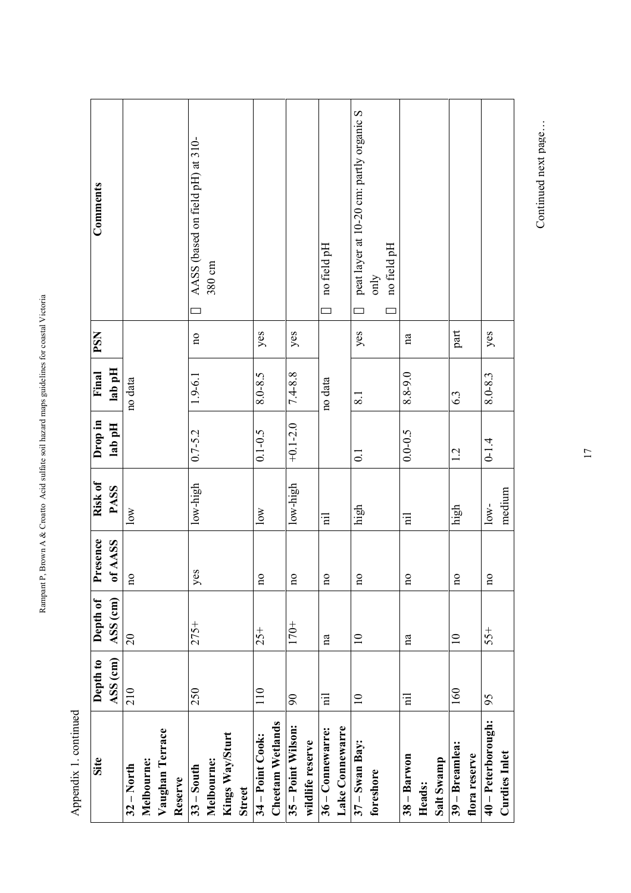Appendix 1. continued

| Site | Depth to ASS (cm) | Depth of ASS (cm) | Presence of AASS | Risk of PASS | Drop in lab pH | Final lab pH | PSN | Comments |
|---|---|---|---|---|---|---|---|---|
| **32 – North Melbourne: Vaughan Terrace Reserve** | 210 | 20 | no | low | no data | | | |
| **33 – South Melbourne: Kings Way/Sturt Street** | 250 | 275+ | yes | low-high | 0.7-5.2 | 1.9-6.1 | no | AASS (based on field pH) at 310-380 cm |
| **34 – Point Cook: Cheetam Wetlands** | 110 | 25+ | no | low | 0.1-0.5 | 8.0-8.5 | yes | |
| **35 – Point Wilson: wildlife reserve** | 90 | 170+ | no | low-high | +0.1-2.0 | 7.4-8.8 | yes | |
| **36 – Connewarre: Lake Connewarre** | nil | na | no | nil | no data | | | no field pH |
| **37 – Swan Bay: foreshore** | 10 | 10 | no | high | 0.1 | 8.1 | yes | peat layer at 10-20 cm: partly organic S only; no field pH |
| **38 – Barwon Heads: Salt Swamp** | nil | na | no | nil | 0.0-0.5 | 8.8-9.0 | na | |
| **39 – Breamlea: flora reserve** | 160 | 10 | no | high | 1.2 | 6.3 | part | |
| **40 – Peterborough: Curdies Inlet** | 95 | 55+ | no | low-medium | 0-1.4 | 8.0-8.3 | yes | |

Continued next page…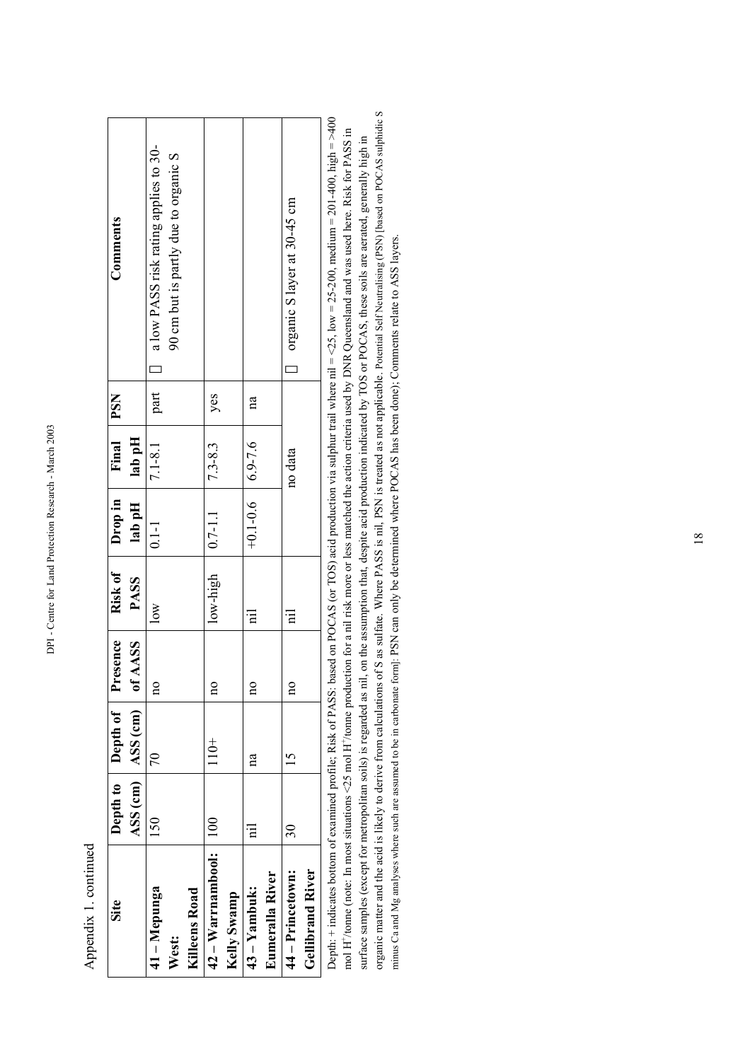Appendix 1. continued

| Site | Depth to ASS (cm) | Depth of ASS (cm) | Presence of AASS | Risk of PASS | Drop in lab pH | Final lab pH | PSN | Comments |
|---|---|---|---|---|---|---|---|---|
| **41 – Mepunga West: Killeens Road** | 150 | 70 | no | low | 0.1-1 | 7.1-8.1 | part | □ a low PASS risk rating applies to 30-90 cm but is partly due to organic S |
| **42 – Warrnambool: Kelly Swamp** | 100 | 110+ | no | low-high | 0.7-1.1 | 7.3-8.3 | yes | |
| **43 – Yambuk: Eumeralla River** | nil | na | no | nil | +0.1-0.6 | 6.9-7.6 | na | |
| **44 – Princetown: Gellibrand River** | 30 | 15 | no | nil | | no data | | □ organic S layer at 30-45 cm |

Depth: + indicates bottom of examined profile; Risk of PASS: based on POCAS (or TOS) acid production via sulphur trail where nil = <25, low = 25-200, medium = 201-400, high = >400 mol $H^+$/tonne (note: In most situations <25 mol $H^+$/tonne production for a nil risk more or less matched the action criteria used by DNR Queensland and was used here. Risk for PASS in surface samples (except for metropolitan soils) is regarded as nil, on the assumption that, despite acid production indicated by TOS or POCAS, these soils are aerated, generally high in organic matter and the acid is likely to derive from calculations of S as sulfate. Where PASS is nil, PSN is treated as not applicable. Potential Self Neutralising (PSN) [based on POCAS sulphidic S minus Ca and Mg analyses where such are assumed to be in carbonate form]: PSN can only be determined where POCAS has been done); Comments relate to ASS layers.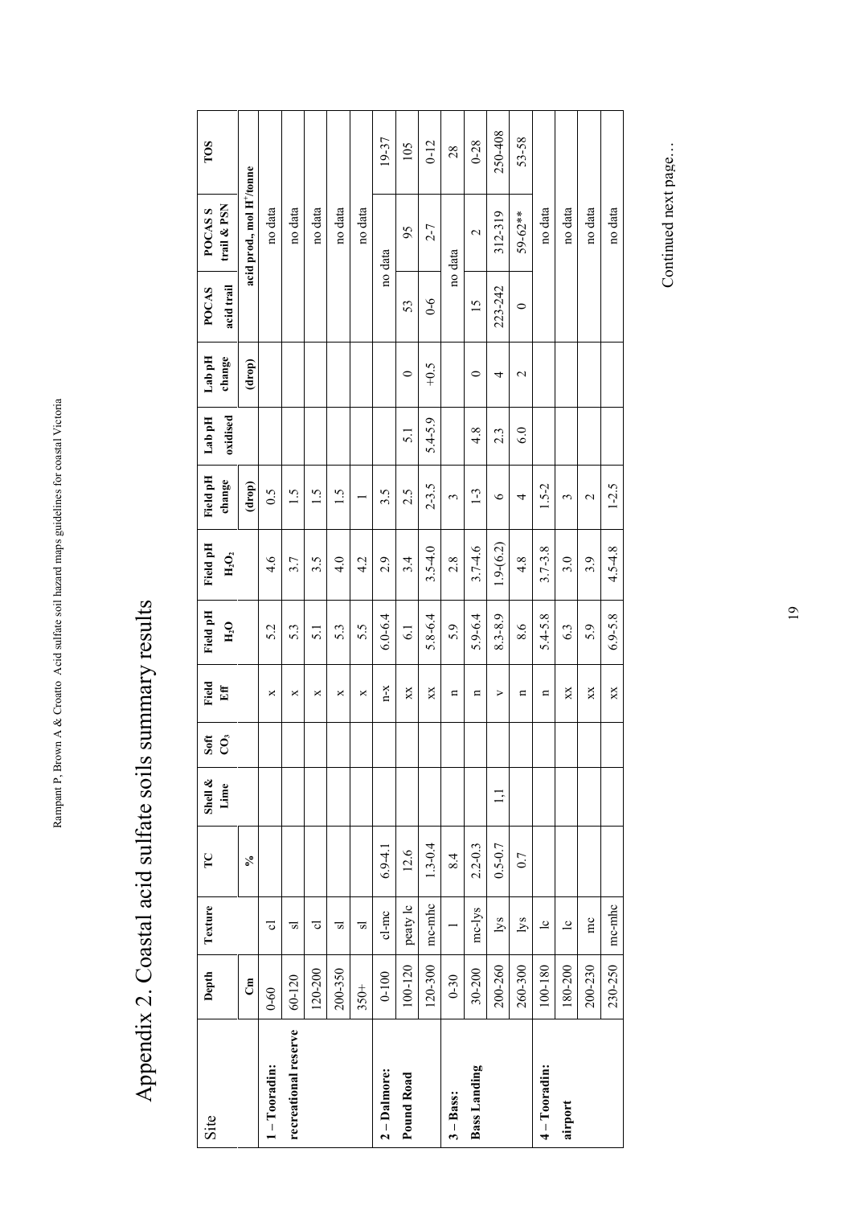# Appendix 2. Coastal acid sulfate soils summary results

| Site | Depth | Texture | TC | Shell & Lime | Soft $CO_3$ | Field Eff | Field pH $H_2O$ | Field pH $H_2O_2$ | Field pH change | Lab pH oxidised | Lab pH change | POCAS acid trail | POCAS S trail & PSN | TOS |
|---|---|---|---|---|---|---|---|---|---|---|---|---|---|---|
| | Cm | | % | | | | | | (drop) | | (drop) | acid prod., mol $H^+$/tonne | | |
| **1 – Tooradin:** | 0-60 | cl | | | | x | 5.2 | 4.6 | 0.5 | | | | no data | |
| **recreational reserve** | 60-120 | sl | | | | x | 5.3 | 3.7 | 1.5 | | | | no data | |
| | 120-200 | cl | | | | x | 5.1 | 3.5 | 1.5 | | | | no data | |
| | 200-350 | sl | | | | x | 5.3 | 4.0 | 1.5 | | | | no data | |
| | 350+ | sl | | | | x | 5.5 | 4.2 | 1 | | | | no data | |
| **2 – Dalmore:** | 0-100 | cl-mc | 6.9-4.1 | | | n-x | 6.0-6.4 | 2.9 | 3.5 | | | no data | | 19-37 |
| **Pound Road** | 100-120 | peaty lc | 12.6 | | | xx | 6.1 | 3.4 | 2.5 | 5.1 | 0 | 53 | 95 | 105 |
| | 120-300 | mc-mhc | 1.3-0.4 | | | xx | 5.8-6.4 | 3.5-4.0 | 2-3.5 | 5.4-5.9 | +0.5 | 0-6 | 2-7 | 0-12 |
| **3 – Bass:** | 0-30 | l | 8.4 | | | n | 5.9 | 2.8 | 3 | | | no data | | 28 |
| **Bass Landing** | 30-200 | mc-lys | 2.2-0.3 | | | n | 5.9-6.4 | 3.7-4.6 | 1-3 | 4.8 | 0 | 15 | 2 | 0-28 |
| | 200-260 | lys | 0.5-0.7 | 1,1 | | v | 8.3-8.9 | 1.9-(6.2) | 6 | 2.3 | 4 | 223-242 | 312-319 | 250-408 |
| | 260-300 | lys | 0.7 | | | n | 8.6 | 4.8 | 4 | 6.0 | 2 | 0 | 59-62** | 53-58 |
| **4 – Tooradin:** | 100-180 | lc | | | | n | 5.4-5.8 | 3.7-3.8 | 1.5-2 | | | | no data | |
| **airport** | 180-200 | lc | | | | xx | 6.3 | 3.0 | 3 | | | | no data | |
| | 200-230 | mc | | | | xx | 5.9 | 3.9 | 2 | | | | no data | |
| | 230-250 | mc-mhc | | | | xx | 6.9-5.8 | 4.5-4.8 | 1-2.5 | | | | no data | |

Continued next page…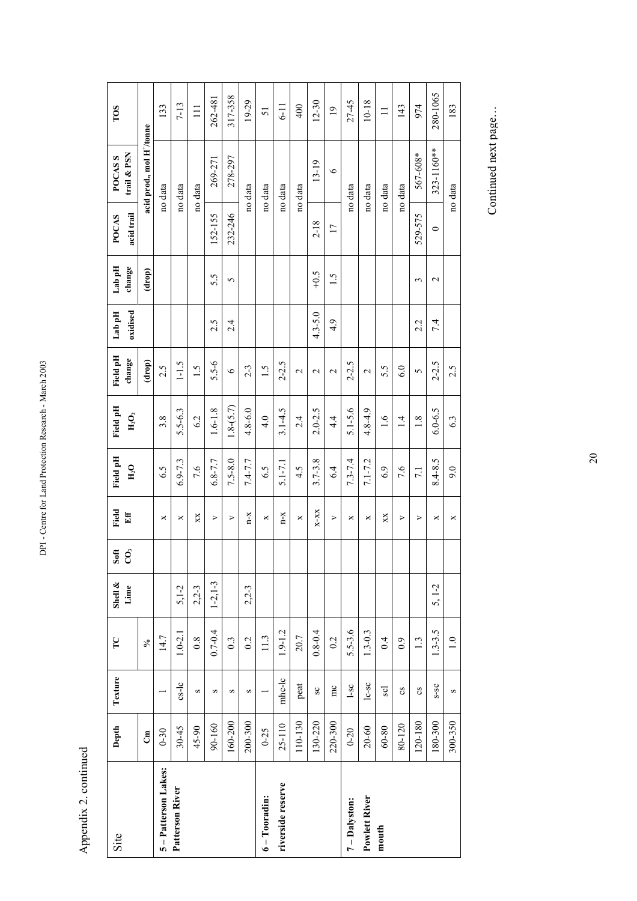Appendix 2. continued

| Site | Depth | Texture | TC | Shell & Lime | Soft $CO_3$ | Field Eff | Field pH $H_2O$ | Field pH $H_2O_2$ | Field pH change | Lab pH oxidised | Lab pH change | POCAS acid trail | POCAS S trail & PSN | TOS |
|---|---|---|---|---|---|---|---|---|---|---|---|---|---|---|
| | Cm | | % | | | | | | (drop) | | (drop) | acid prod., mol $H^+$/tonne | | |
| **5 – Patterson Lakes: Patterson River** | 0-30 | l | 14.7 | | | x | 6.5 | 3.8 | 2.5 | | | no data | | 133 |
| | 30-45 | cs-lc | 1.0-2.1 | 5,1-2 | | x | 6.9-7.3 | 5.5-6.3 | 1-1.5 | | | no data | | 7-13 |
| | 45-90 | s | 0.8 | 2,2-3 | | xx | 7.6 | 6.2 | 1.5 | | | no data | | 111 |
| | 90-160 | s | 0.7-0.4 | 1-2,1-3 | | v | 6.8-7.7 | 1.6-1.8 | 5.5-6 | 2.5 | 5.5 | 152-155 | 269-271 | 262-481 |
| | 160-200 | s | 0.3 | | | v | 7.5-8.0 | 1.8-(5.7) | 6 | 2.4 | 5 | 232-246 | 278-297 | 317-358 |
| | 200-300 | s | 0.2 | 2,2-3 | | n-x | 7.4-7.7 | 4.8-6.0 | 2-3 | | | no data | | 19-29 |
| **6 – Tooradin: riverside reserve** | 0-25 | l | 11.3 | | | x | 6.5 | 4.0 | 1.5 | | | no data | | 51 |
| | 25-110 | mhc-lc | 1.9-1.2 | | | n-x | 5.1-7.1 | 3.1-4.5 | 2-2.5 | | | no data | | 6-11 |
| | 110-130 | peat | 20.7 | | | x | 4.5 | 2.4 | 2 | | | no data | | 400 |
| | 130-220 | sc | 0.8-0.4 | | | x-xx | 3.7-3.8 | 2.0-2.5 | 2 | 4.3-5.0 | +0.5 | 2-18 | 13-19 | 12-30 |
| | 220-300 | mc | 0.2 | | | v | 6.4 | 4.4 | 2 | 4.9 | 1.5 | 17 | 6 | 19 |
| **7 – Dalyston: Powlett River mouth** | 0-20 | l-sc | 5.5-3.6 | | | x | 7.3-7.4 | 5.1-5.6 | 2-2.5 | | | no data | | 27-45 |
| | 20-60 | lc-sc | 1.3-0.3 | | | x | 7.1-7.2 | 4.8-4.9 | 2 | | | no data | | 10-18 |
| | 60-80 | scl | 0.4 | | | xx | 6.9 | 1.6 | 5.5 | | | no data | | 11 |
| | 80-120 | cs | 0.9 | | | v | 7.6 | 1.4 | 6.0 | | | no data | | 143 |
| | 120-180 | cs | 1.3 | | | v | 7.1 | 1.8 | 5 | 2.2 | 3 | 529-575 | 567-608* | 974 |
| | 180-300 | s-sc | 1.3-3.5 | 5, 1-2 | | x | 8.4-8.5 | 6.0-6.5 | 2-2.5 | 7.4 | 2 | 0 | 323-1160** | 280-1065 |
| | 300-350 | s | 1.0 | | | x | 9.0 | 6.3 | 2.5 | | | no data | | 183 |

Continued next page…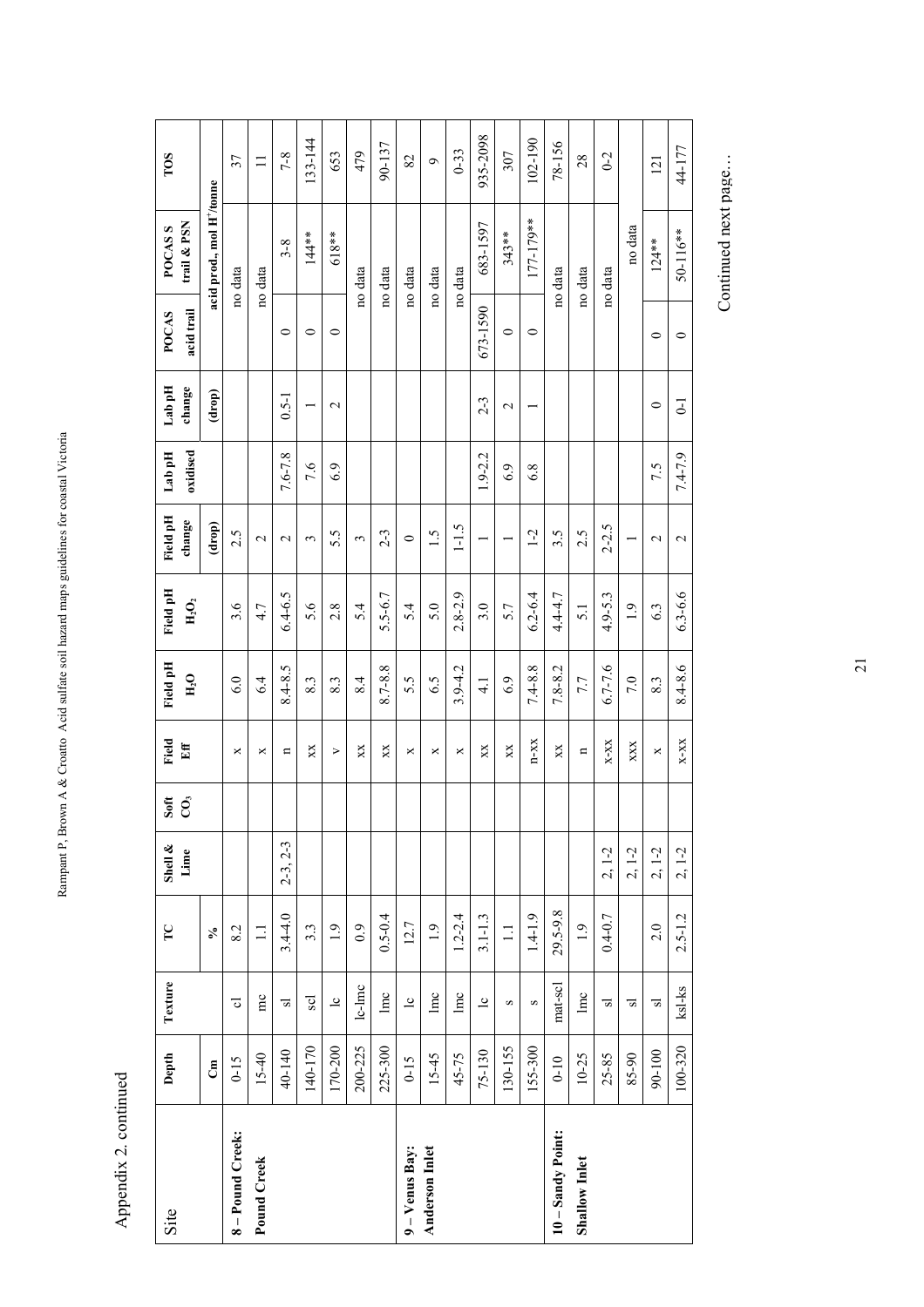Appendix 2. continued

| Site | Depth | Texture | TC | Shell & Lime | Soft $CO_3$ | Field Eff | Field pH $H_2O$ | Field pH $H_2O_2$ | Field pH change | Lab pH oxidised | Lab pH change | POCAS acid trail | POCAS S trail & PSN | TOS |
|---|---|---|---|---|---|---|---|---|---|---|---|---|---|---|
| | Cm | | % | | | | | | (drop) | | (drop) | acid prod., mol $H^+$/tonne | | |
| **8 – Pound Creek: Pound Creek** | 0-15 | cl | 8.2 | | | x | 6.0 | 3.6 | 2.5 | | | | no data | 37 |
| | 15-40 | mc | 1.1 | | | x | 6.4 | 4.7 | 2 | | | | no data | 11 |
| | 40-140 | sl | 3.4-4.0 | 2-3, 2-3 | | n | 8.4-8.5 | 6.4-6.5 | 2 | 7.6-7.8 | 0.5-1 | 0 | 3-8 | 7-8 |
| | 140-170 | scl | 3.3 | | | xx | 8.3 | 5.6 | 3 | 7.6 | 1 | 0 | 144** | 133-144 |
| | 170-200 | lc | 1.9 | | | v | 8.3 | 2.8 | 5.5 | 6.9 | 2 | 0 | 618** | 653 |
| | 200-225 | lc-lmc | 0.9 | | | xx | 8.4 | 5.4 | 3 | | | | no data | 479 |
| | 225-300 | lmc | 0.5-0.4 | | | xx | 8.7-8.8 | 5.5-6.7 | 2-3 | | | | no data | 90-137 |
| **9 – Venus Bay: Anderson Inlet** | 0-15 | lc | 12.7 | | | x | 5.5 | 5.4 | 0 | | | | no data | 82 |
| | 15-45 | lmc | 1.9 | | | x | 6.5 | 5.0 | 1.5 | | | | no data | 9 |
| | 45-75 | lmc | 1.2-2.4 | | | x | 3.9-4.2 | 2.8-2.9 | 1-1.5 | | | | no data | 0-33 |
| | 75-130 | lc | 3.1-1.3 | | | xx | 4.1 | 3.0 | 1 | 1.9-2.2 | 2-3 | 673-1590 | 683-1597 | 935-2098 |
| | 130-155 | s | 1.1 | | | xx | 6.9 | 5.7 | 1 | 6.9 | 2 | 0 | 343** | 307 |
| | 155-300 | s | 1.4-1.9 | | | n-xx | 7.4-8.8 | 6.2-6.4 | 1-2 | 6.8 | 1 | 0 | 177-179** | 102-190 |
| **10 – Sandy Point: Shallow Inlet** | 0-10 | mat-scl | 29.5-9.8 | | | xx | 7.8-8.2 | 4.4-4.7 | 3.5 | | | | no data | 78-156 |
| | 10-25 | lmc | 1.9 | | | n | 7.7 | 5.1 | 2.5 | | | | no data | 28 |
| | 25-85 | sl | 0.4-0.7 | 2, 1-2 | | x-xx | 6.7-7.6 | 4.9-5.3 | 2-2.5 | | | | no data | 0-2 |
| | 85-90 | sl | | 2, 1-2 | | xxx | 7.0 | 1.9 | 1 | | | | no data | |
| | 90-100 | sl | 2.0 | 2, 1-2 | | x | 8.3 | 6.3 | 2 | 7.5 | 0 | 0 | 124** | 121 |
| | 100-320 | ksl-ks | 2.5-1.2 | 2, 1-2 | | x-xx | 8.4-8.6 | 6.3-6.6 | 2 | 7.4-7.9 | 0-1 | 0 | 50-116** | 44-177 |

Continued next page…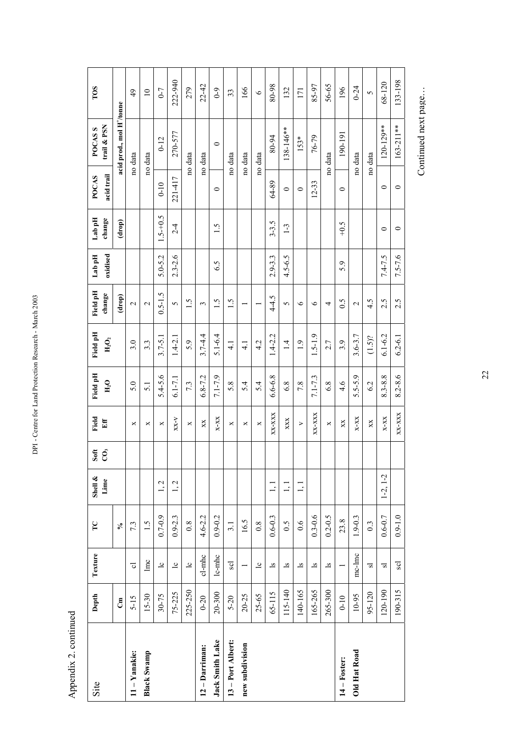Appendix 2. continued

| Site | Depth | Texture | TC | Shell & Lime | Soft $CO_3$ | Field Eff | Field pH $H_2O$ | Field pH $H_2O_2$ | Field pH change | Lab pH oxidised | Lab pH change | POCAS acid trail | POCAS S trail & PSN | TOS |
|---|---|---|---|---|---|---|---|---|---|---|---|---|---|---|
| | Cm | | % | | | | | | (drop) | | (drop) | acid prod., mol $H^+$/tonne | | |
| **11 – Yanakie:** | 5-15 | cl | 7.3 | | | x | 5.0 | 3.0 | 2 | | | no data | | 49 |
| **Black Swamp** | 15-30 | lmc | 1.5 | | | x | 5.1 | 3.3 | 2 | | | no data | | 10 |
| | 30-75 | lc | 0.7-0.9 | 1, 2 | | x | 5.4-5.6 | 3.7-5.1 | 0.5-1.5 | 5.0-5.2 | 1.5-+0.5 | 0-10 | 0-12 | 0-7 |
| | 75-225 | lc | 0.9-2.3 | 1, 2 | | xx-v | 6.1-7.1 | 1.4-2.1 | 5 | 2.3-2.6 | 2-4 | 221-417 | 270-577 | 222-940 |
| | 225-250 | lc | 0.8 | | | x | 7.3 | 5.9 | 1.5 | | | no data | | 279 |
| **12 – Darriman:** | 0-20 | cl-mhc | 4.6-2.2 | | | xx | 6.8-7.2 | 3.7-4.4 | 3 | | | no data | | 22-42 |
| **Jack Smith Lake** | 20-300 | lc-mhc | 0.9-0.2 | | | x-xx | 7.1-7.9 | 5.1-6.4 | 1.5 | 6.5 | 1.5 | 0 | 0 | 0-9 |
| **13 – Port Albert:** | 5-20 | scl | 3.1 | | | x | 5.8 | 4.1 | 1.5 | | | no data | | 33 |
| **new subdivision** | 20-25 | l | 16.5 | | | x | 5.4 | 4.1 | 1 | | | no data | | 166 |
| | 25-65 | lc | 0.8 | | | x | 5.4 | 4.2 | 1 | | | no data | | 6 |
| | 65-115 | ls | 0.6-0.3 | 1, 1 | | xx-xxx | 6.6-6.8 | 1.4-2.2 | 4-4.5 | 2.9-3.3 | 3-3.5 | 64-89 | 80-94 | 80-98 |
| | 115-140 | ls | 0.5 | 1, 1 | | xxx | 6.8 | 1.4 | 5 | 4.5-6.5 | 1-3 | 0 | 138-146** | 132 |
| | 140-165 | ls | 0.6 | 1, 1 | | v | 7.8 | 1.9 | 6 | | | 0 | 153* | 171 |
| | 165-265 | ls | 0.3-0.6 | | | xx-xxx | 7.1-7.3 | 1.5-1.9 | 6 | | | 12-33 | 76-79 | 85-97 |
| | 265-300 | ls | 0.2-0.5 | | | x | 6.8 | 2.7 | 4 | | | no data | | 56-65 |
| **14 – Foster:** | 0-10 | l | 23.8 | | | xx | 4.6 | 3.9 | 0.5 | 5.9 | +0.5 | 0 | 190-191 | 196 |
| **Old Hat Road** | 10-95 | mc-lmc | 1.9-0.3 | | | x-xx | 5.5-5.9 | 3.6-3.7 | 2 | | | no data | | 0-24 |
| | 95-120 | sl | 0.3 | | | xx | 6.2 | (1.5)? | 4.5 | | | no data | | 5 |
| | 120-190 | sl | 0.6-0.7 | 1-2, 1-2 | | x-xx | 8.3-8.8 | 6.1-6.2 | 2.5 | 7.4-7.5 | 0 | 0 | 120-129** | 68-120 |
| | 190-315 | scl | 0.9-1.0 | | | xx-xxx | 8.2-8.6 | 6.2-6.1 | 2.5 | 7.5-7.6 | 0 | 0 | 163-211** | 133-198 |

Continued next page…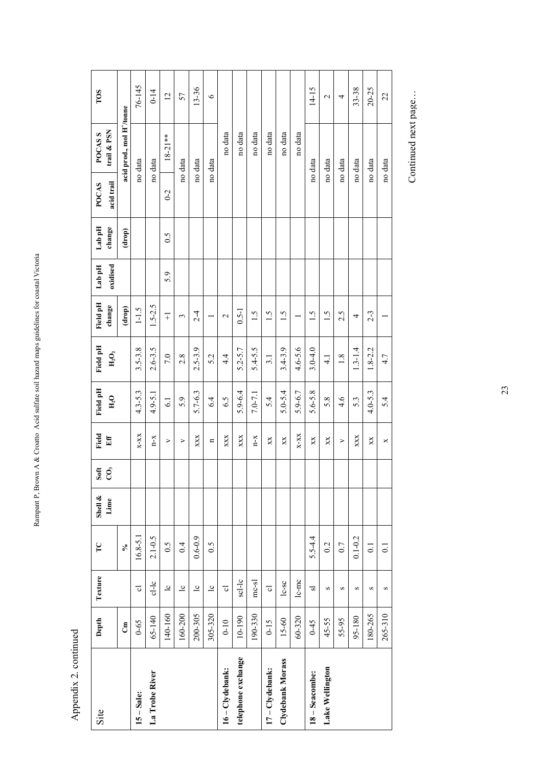Appendix 2. continued

| Site | Depth | Texture | TC | Shell & Lime | Soft $CO_3$ | Field Eff | Field pH $H_2O$ | Field pH $H_2O_2$ | Field pH change | Lab pH oxidised | Lab pH change | POCAS acid trail | POCAS S trail & PSN | TOS |
|---|---|---|---|---|---|---|---|---|---|---|---|---|---|---|
| | Cm | | % | | | | | | (drop) | | (drop) | acid prod., mol $H^+$/tonne | | |
| **15 – Sale:** | 0-65 | cl | 16.8-5.1 | | | x-xx | 4.3-5.3 | 3.5-3.8 | 1-1.5 | | | no data | | 76-145 |
| **La Trobe River** | 65-140 | cl-lc | 2.1-0.5 | | | n-x | 4.9-5.1 | 2.6-3.5 | 1.5-2.5 | | | no data | | 0-14 |
| | 140-160 | lc | 0.5 | | | v | 6.1 | 7.0 | +1 | 5.9 | 0.5 | 0-2 | 18-21** | 12 |
| | 160-200 | lc | 0.4 | | | v | 5.9 | 2.8 | 3 | | | no data | | 57 |
| | 200-305 | lc | 0.6-0.9 | | | xxx | 5.7-6.3 | 2.5-3.9 | 2-4 | | | no data | | 13-36 |
| | 305-320 | lc | 0.5 | | | n | 6.4 | 5.2 | 1 | | | no data | | 6 |
| **16 – Clydebank:** | 0-10 | cl | | | | xxx | 6.5 | 4.4 | 2 | | | | no data | |
| **telephone exchange** | 10-190 | scl-lc | | | | xxx | 5.9-6.4 | 5.2-5.7 | 0.5-1 | | | | no data | |
| | 190-330 | mc-sl | | | | n-x | 7.0-7.1 | 5.4-5.5 | 1.5 | | | | no data | |
| **17 – Clydebank:** | 0-15 | cl | | | | xx | 5.4 | 3.1 | 1.5 | | | | no data | |
| **Clydebank Morass** | 15-60 | lc-sc | | | | xx | 5.0-5.4 | 3.4-3.9 | 1.5 | | | | no data | |
| | 60-320 | lc-mc | | | | x-xx | 5.9-6.7 | 4.6-5.6 | 1 | | | | no data | |
| **18 – Seacombe:** | 0-45 | sl | 5.5-4.4 | | | xx | 5.6-5.8 | 3.0-4.0 | 1.5 | | | no data | | 14-15 |
| **Lake Wellington** | 45-55 | s | 0.2 | | | xx | 5.8 | 4.1 | 1.5 | | | no data | | 2 |
| | 55-95 | s | 0.7 | | | v | 4.6 | 1.8 | 2.5 | | | no data | | 4 |
| | 95-180 | s | 0.1-0.2 | | | xxx | 5.3 | 1.3-1.4 | 4 | | | no data | | 33-38 |
| | 180-265 | s | 0.1 | | | xx | 4.0-5.3 | 1.8-2.2 | 2-3 | | | no data | | 20-25 |
| | 265-310 | s | 0.1 | | | x | 5.4 | 4.7 | 1 | | | no data | | 22 |

Continued next page…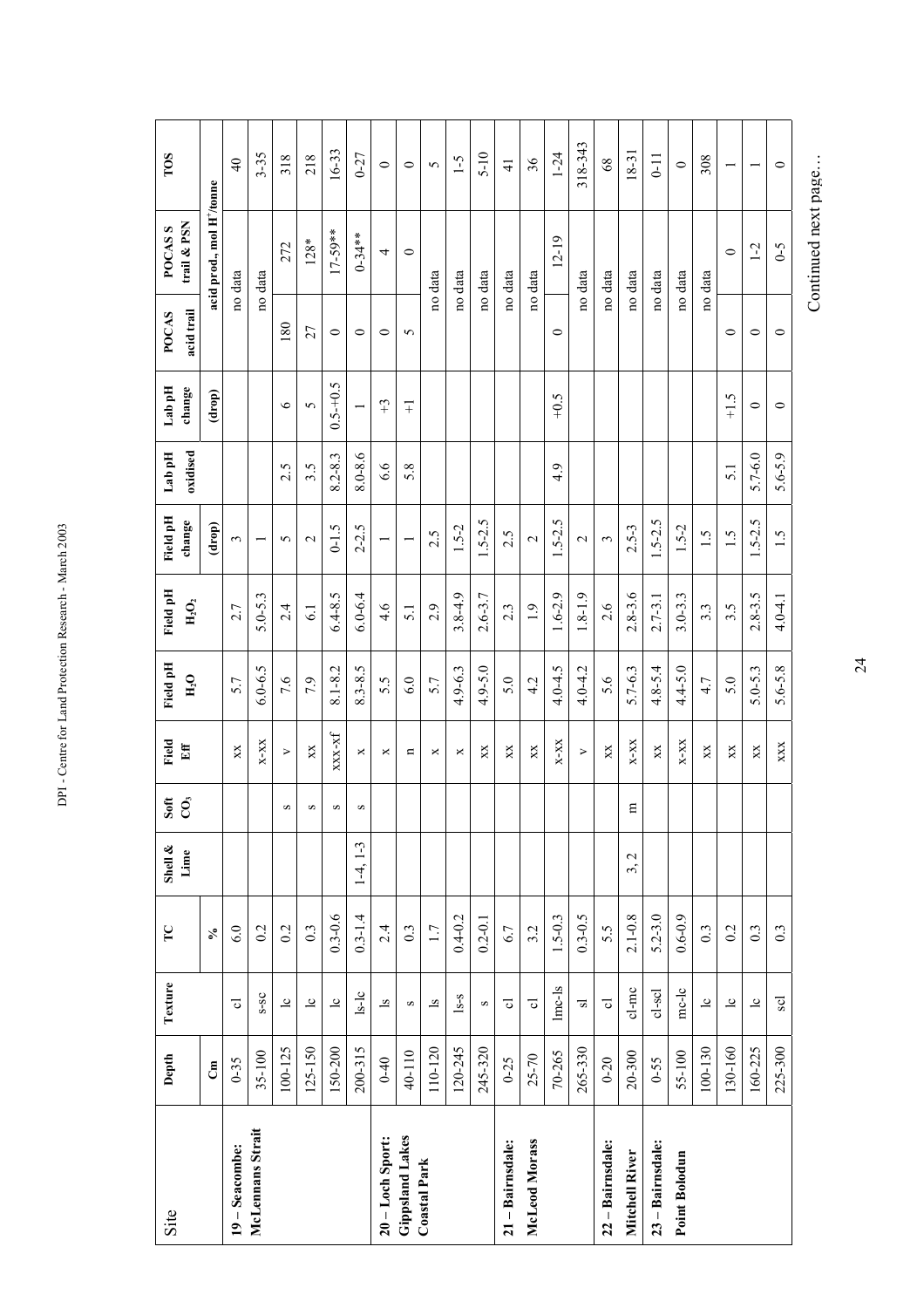| Site | Depth | Texture | TC | Shell & Lime | Soft $CO_3$ | Field Eff | Field pH $H_2O$ | Field pH $H_2O_2$ | Field pH change | Lab pH oxidised | Lab pH change | POCAS acid trail | POCAS S trail & PSN | TOS |
|---|---|---|---|---|---|---|---|---|---|---|---|---|---|---|
| | Cm | | % | | | | | | (drop) | | (drop) | | acid prod., mol H+/tonne | |
| **19 – Seacombe: McLennans Strait** | 0-35 | cl | 6.0 | | | xx | 5.7 | 2.7 | 3 | | | no data | | 40 |
| | 35-100 | s-sc | 0.2 | | | x-xx | 6.0-6.5 | 5.0-5.3 | 1 | | | no data | | 3-35 |
| | 100-125 | lc | 0.2 | | s | v | 7.6 | 2.4 | 5 | 2.5 | 6 | 180 | 272 | 318 |
| | 125-150 | lc | 0.3 | | s | xx | 7.9 | 6.1 | 2 | 3.5 | 5 | 27 | 128* | 218 |
| | 150-200 | lc | 0.3-0.6 | | s | xxx-xf | 8.1-8.2 | 6.4-8.5 | 0-1.5 | 8.2-8.3 | 0.5-+0.5 | 0 | 17-59** | 16-33 |
| | 200-315 | ls-lc | 0.3-1.4 | 1-4, 1-3 | s | x | 8.3-8.5 | 6.0-6.4 | 2-2.5 | 8.0-8.6 | 1 | 0 | 0-34** | 0-27 |
| **20 – Loch Sport: Gippsland Lakes Coastal Park** | 0-40 | ls | 2.4 | | | x | 5.5 | 4.6 | 1 | 6.6 | +3 | 0 | 4 | 0 |
| | 40-110 | s | 0.3 | | | n | 6.0 | 5.1 | 1 | 5.8 | +1 | 5 | 0 | 0 |
| | 110-120 | ls | 1.7 | | | x | 5.7 | 2.9 | 2.5 | | | no data | | 5 |
| | 120-245 | ls-s | 0.4-0.2 | | | x | 4.9-6.3 | 3.8-4.9 | 1.5-2 | | | no data | | 1-5 |
| | 245-320 | s | 0.2-0.1 | | | xx | 4.9-5.0 | 2.6-3.7 | 1.5-2.5 | | | no data | | 5-10 |
| **21 – Bairnsdale: McLeod Morass** | 0-25 | cl | 6.7 | | | xx | 5.0 | 2.3 | 2.5 | | | no data | | 41 |
| | 25-70 | cl | 3.2 | | | xx | 4.2 | 1.9 | 2 | | | no data | | 36 |
| | 70-265 | lmc-ls | 1.5-0.3 | | | x-xx | 4.0-4.5 | 1.6-2.9 | 1.5-2.5 | 4.9 | +0.5 | 0 | 12-19 | 1-24 |
| | 265-330 | sl | 0.3-0.5 | | | v | 4.0-4.2 | 1.8-1.9 | 2 | | | no data | | 318-343 |
| **22 – Bairnsdale: Mitchell River** | 0-20 | cl | 5.5 | | | xx | 5.6 | 2.6 | 3 | | | no data | | 68 |
| | 20-300 | cl-mc | 2.1-0.8 | 3, 2 | m | x-xx | 5.7-6.3 | 2.8-3.6 | 2.5-3 | | | no data | | 18-31 |
| **23 – Bairnsdale: Point Bolodun** | 0-55 | cl-scl | 5.2-3.0 | | | xx | 4.8-5.4 | 2.7-3.1 | 1.5-2.5 | | | no data | | 0-11 |
| | 55-100 | mc-lc | 0.6-0.9 | | | x-xx | 4.4-5.0 | 3.0-3.3 | 1.5-2 | | | no data | | 0 |
| | 100-130 | lc | 0.3 | | | xx | 4.7 | 3.3 | 1.5 | | | no data | | 308 |
| | 130-160 | lc | 0.2 | | | xx | 5.0 | 3.5 | 1.5 | 5.1 | +1.5 | 0 | 0 | 1 |
| | 160-225 | lc | 0.3 | | | xx | 5.0-5.3 | 2.8-3.5 | 1.5-2.5 | 5.7-6.0 | 0 | 0 | 1-2 | 1 |
| | 225-300 | scl | 0.3 | | | xxx | 5.6-5.8 | 4.0-4.1 | 1.5 | 5.6-5.9 | 0 | 0 | 0-5 | 0 |

Continued next page…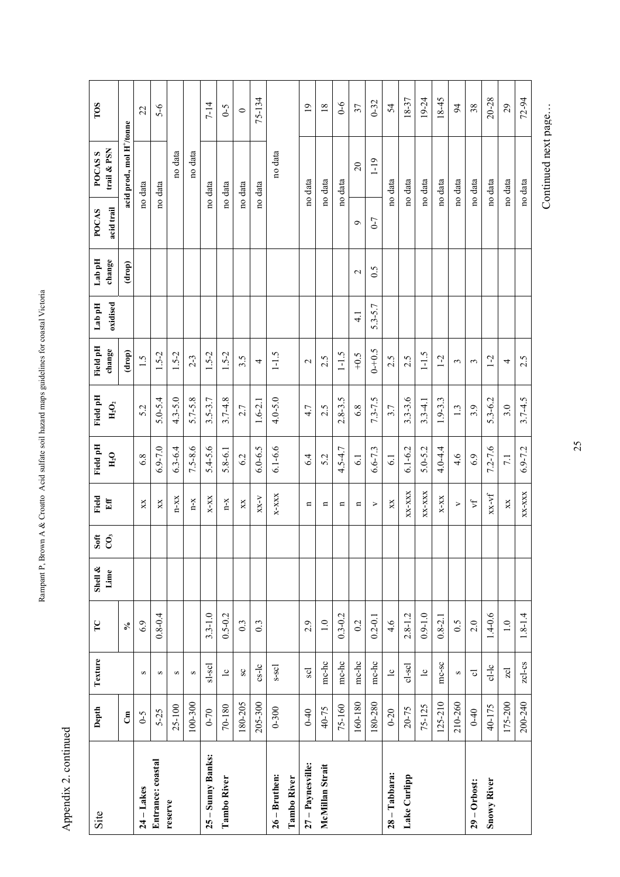Appendix 2. continued

| Site | Depth | Texture | TC | Shell & Lime | Soft $CO_3$ | Field Eff | Field pH $H_2O$ | Field pH $H_2O_2$ | Field pH change | Lab pH oxidised | Lab pH change | POCAS acid trail | POCAS S trail & PSN | TOS |
|---|---|---|---|---|---|---|---|---|---|---|---|---|---|---|
| | Cm | | % | | | | | | (drop) | | (drop) | acid prod., mol $H^+$/tonne | | |
| **24 – Lakes** | 0-5 | s | 6.9 | | | xx | 6.8 | 5.2 | 1.5 | | | no data | | 22 |
| **Entrance: coastal** | 5-25 | s | 0.8-0.4 | | | xx | 6.9-7.0 | 5.0-5.4 | 1.5-2 | | | no data | | 5-6 |
| **reserve** | 25-100 | s | | | | n-xx | 6.3-6.4 | 4.3-5.0 | 1.5-2 | | | | no data | |
| | 100-300 | s | | | | n-x | 7.5-8.6 | 5.7-5.8 | 2-3 | | | | no data | |
| **25 – Sunny Banks:** | 0-70 | sl-scl | 3.3-1.0 | | | x-xx | 5.4-5.6 | 3.5-3.7 | 1.5-2 | | | no data | | 7-14 |
| **Tambo River** | 70-180 | lc | 0.5-0.2 | | | n-x | 5.8-6.1 | 3.7-4.8 | 1.5-2 | | | no data | | 0-5 |
| | 180-205 | sc | 0.3 | | | xx | 6.2 | 2.7 | 3.5 | | | no data | | 0 |
| | 205-300 | cs-lc | 0.3 | | | xx-v | 6.0-6.5 | 1.6-2.1 | 4 | | | no data | | 75-134 |
| **26 – Bruthen:** **Tambo River** | 0-300 | s-scl | | | | x-xxx | 6.1-6.6 | 4.0-5.0 | 1-1.5 | | | | no data | |
| **27 – Paynesville:** | 0-40 | scl | 2.9 | | | n | 6.4 | 4.7 | 2 | | | no data | | 19 |
| **McMillan Strait** | 40-75 | mc-hc | 1.0 | | | n | 5.2 | 2.5 | 2.5 | | | no data | | 18 |
| | 75-160 | mc-hc | 0.3-0.2 | | | n | 4.5-4.7 | 2.8-3.5 | 1-1.5 | | | no data | | 0-6 |
| | 160-180 | mc-hc | 0.2 | | | n | 6.1 | 6.8 | +0.5 | 4.1 | 2 | 9 | 20 | 37 |
| | 180-280 | mc-hc | 0.2-0.1 | | | v | 6.6-7.3 | 7.3-7.5 | 0-+0.5 | 5.3-5.7 | 0.5 | 0-7 | 1-19 | 0-32 |
| **28 – Tabbara:** | 0-20 | lc | 4.6 | | | xx | 6.1 | 3.7 | 2.5 | | | no data | | 54 |
| **Lake Curlipp** | 20-75 | cl-scl | 2.8-1.2 | | | xx-xxx | 6.1-6.2 | 3.3-3.6 | 2.5 | | | no data | | 18-37 |
| | 75-125 | lc | 0.9-1.0 | | | xx-xxx | 5.0-5.2 | 3.3-4.1 | 1-1.5 | | | no data | | 19-24 |
| | 125-210 | mc-sc | 0.8-2.1 | | | x-xx | 4.0-4.4 | 1.9-3.3 | 1-2 | | | no data | | 18-45 |
| | 210-260 | s | 0.5 | | | v | 4.6 | 1.3 | 3 | | | no data | | 94 |
| **29 – Orbost:** | 0-40 | cl | 2.0 | | | vf | 6.9 | 3.9 | 3 | | | no data | | 38 |
| **Snowy River** | 40-175 | cl-lc | 1.4-0.6 | | | xx-vf | 7.2-7.6 | 5.3-6.2 | 1-2 | | | no data | | 20-28 |
| | 175-200 | zcl | 1.0 | | | xx | 7.1 | 3.0 | 4 | | | no data | | 29 |
| | 200-240 | zcl-cs | 1.8-1.4 | | | xx-xxx | 6.9-7.2 | 3.7-4.5 | 2.5 | | | no data | | 72-94 |

Continued next page…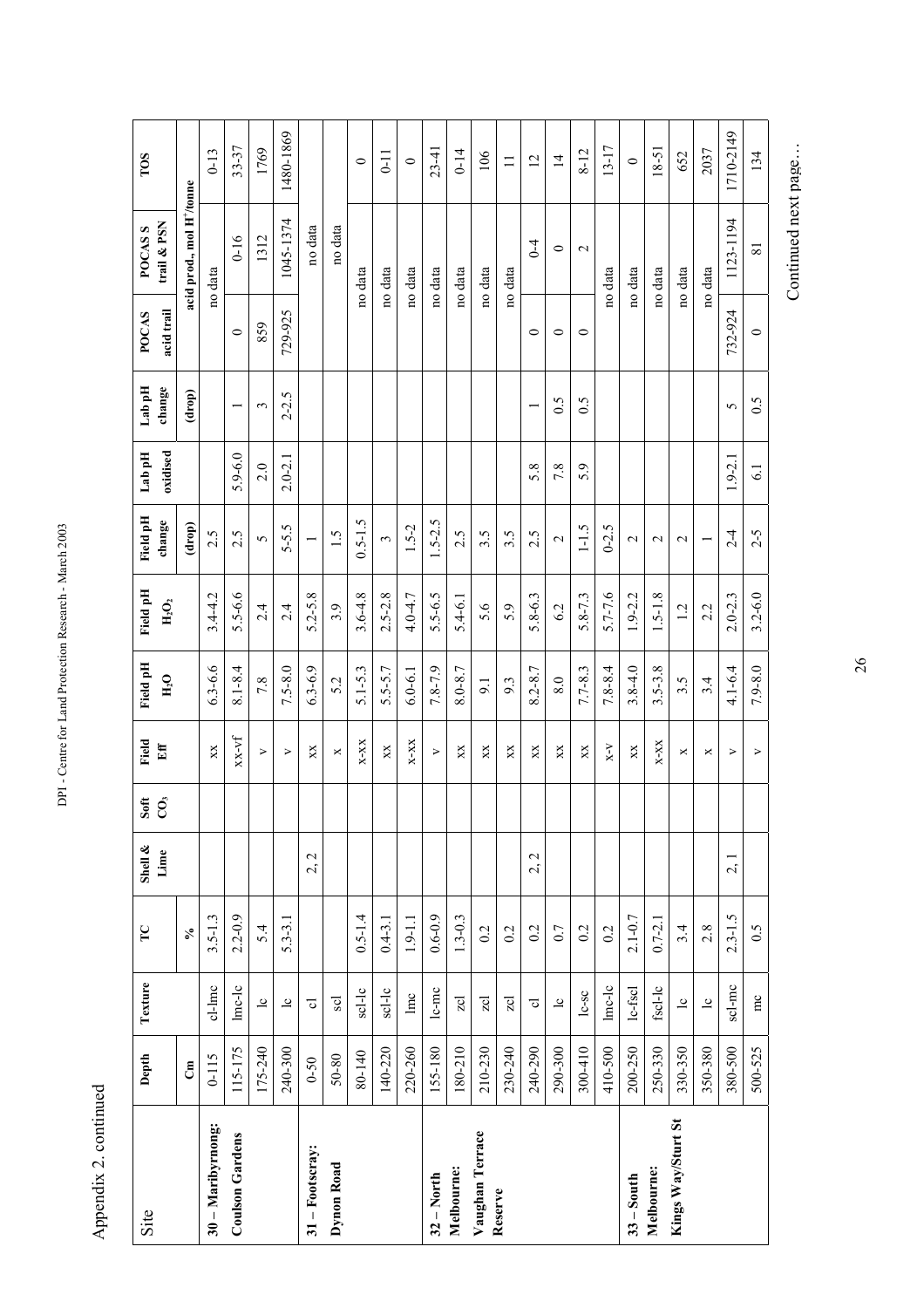Appendix 2. continued

| Site | Depth | Texture | TC | Shell & Lime | Soft $CO_3$ | Field Eff | Field pH $H_2O$ | Field pH $H_2O_2$ | Field pH change | Lab pH oxidised | Lab pH change | POCAS acid trail | POCAS S trail & PSN | TOS |
|---|---|---|---|---|---|---|---|---|---|---|---|---|---|---|
| | Cm | | % | | | | | | (drop) | | (drop) | acid prod., mol $H^+$/tonne | | |
| **30 – Maribyrnong:** | 0-115 | cl-lmc | 3.5-1.3 | | | xx | 6.3-6.6 | 3.4-4.2 | 2.5 | | | | no data | 0-13 |
| **Coulson Gardens** | 115-175 | lmc-lc | 2.2-0.9 | | | xx-vf | 8.1-8.4 | 5.5-6.6 | 2.5 | 5.9-6.0 | 1 | 0 | 0-16 | 33-37 |
| | 175-240 | lc | 5.4 | | | v | 7.8 | 2.4 | 5 | 2.0 | 3 | 859 | 1312 | 1769 |
| | 240-300 | lc | 5.3-3.1 | | | v | 7.5-8.0 | 2.4 | 5-5.5 | 2.0-2.1 | 2-2.5 | 729-925 | 1045-1374 | 1480-1869 |
| **31 – Footscray:** | 0-50 | cl | | 2, 2 | | xx | 6.3-6.9 | 5.2-5.8 | 1 | | | | no data | |
| **Dynon Road** | 50-80 | scl | | | | x | 5.2 | 3.9 | 1.5 | | | | no data | |
| | 80-140 | scl-lc | 0.5-1.4 | | | x-xx | 5.1-5.3 | 3.6-4.8 | 0.5-1.5 | | | no data | | 0 |
| | 140-220 | scl-lc | 0.4-3.1 | | | xx | 5.5-5.7 | 2.5-2.8 | 3 | | | no data | | 0-11 |
| | 220-260 | lmc | 1.9-1.1 | | | x-xx | 6.0-6.1 | 4.0-4.7 | 1.5-2 | | | no data | | 0 |
| **32 – North** | 155-180 | lc-mc | 0.6-0.9 | | | v | 7.8-7.9 | 5.5-6.5 | 1.5-2.5 | | | no data | | 23-41 |
| **Melbourne:** | 180-210 | zcl | 1.3-0.3 | | | xx | 8.0-8.7 | 5.4-6.1 | 2.5 | | | no data | | 0-14 |
| **Vaughan Terrace** | 210-230 | zcl | 0.2 | | | xx | 9.1 | 5.6 | 3.5 | | | no data | | 106 |
| **Reserve** | 230-240 | zcl | 0.2 | | | xx | 9.3 | 5.9 | 3.5 | | | no data | | 11 |
| | 240-290 | cl | 0.2 | 2, 2 | | xx | 8.2-8.7 | 5.8-6.3 | 2.5 | 5.8 | 1 | 0 | 0-4 | 12 |
| | 290-300 | lc | 0.7 | | | xx | 8.0 | 6.2 | 2 | 7.8 | 0.5 | 0 | 0 | 14 |
| | 300-410 | lc-sc | 0.2 | | | xx | 7.7-8.3 | 5.8-7.3 | 1-1.5 | 5.9 | 0.5 | 0 | 2 | 8-12 |
| | 410-500 | lmc-lc | 0.2 | | | x-v | 7.8-8.4 | 5.7-7.6 | 0-2.5 | | | no data | | 13-17 |
| **33 – South** | 200-250 | lc-fscl | 2.1-0.7 | | | xx | 3.8-4.0 | 1.9-2.2 | 2 | | | no data | | 0 |
| **Melbourne:** | 250-330 | fscl-lc | 0.7-2.1 | | | x-xx | 3.5-3.8 | 1.5-1.8 | 2 | | | no data | | 18-51 |
| **Kings Way/Sturt St** | 330-350 | lc | 3.4 | | | x | 3.5 | 1.2 | 2 | | | no data | | 652 |
| | 350-380 | lc | 2.8 | | | x | 3.4 | 2.2 | 1 | | | no data | | 2037 |
| | 380-500 | scl-mc | 2.3-1.5 | 2, 1 | | v | 4.1-6.4 | 2.0-2.3 | 2-4 | 1.9-2.1 | 5 | 732-924 | 1123-1194 | 1710-2149 |
| | 500-525 | mc | 0.5 | | | v | 7.9-8.0 | 3.2-6.0 | 2-5 | 6.1 | 0.5 | 0 | 81 | 134 |

Continued next page…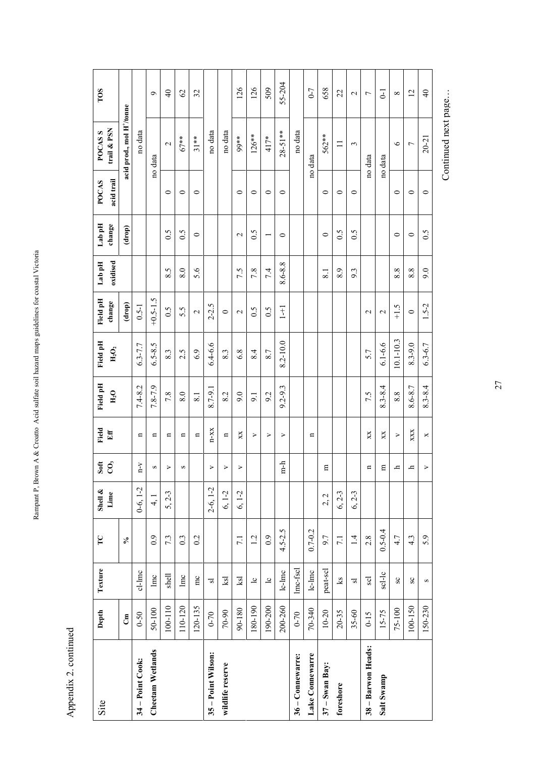Appendix 2. continued

| Site | Depth | Texture | TC | Shell & Lime | Soft $CO_3$ | Field Eff | Field pH $H_2O$ | Field pH $H_2O_2$ | Field pH change | Lab pH oxidised | Lab pH change | POCAS acid trail | POCAS S trail & PSN | TOS |
|---|---|---|---|---|---|---|---|---|---|---|---|---|---|---|
| | Cm | | % | | | | | | (drop) | | (drop) | acid prod., mol H+/tonne | | |
| **34 – Point Cook: Cheetam Wetlands** | 0-50 | cl-lmc | | 0-6, 1-2 | n-v | n | 7.4-8.2 | 6.3-7.7 | 0.5-1 | | | | no data | |
| | 50-100 | lmc | 0.9 | 4, 1 | s | n | 7.8-7.9 | 6.5-8.5 | +0.5-1.5 | | | no data | | 9 |
| | 100-110 | shell | 7.3 | 5, 2-3 | v | n | 7.8 | 8.3 | 0.5 | 8.5 | 0.5 | 0 | 2 | 40 |
| | 110-120 | lmc | 0.3 | | s | n | 8.0 | 2.5 | 5.5 | 8.0 | 0.5 | 0 | 67** | 62 |
| | 120-135 | mc | 0.2 | | | n | 8.1 | 6.9 | 2 | 5.6 | 0 | 0 | 31** | 32 |
| **35 – Point Wilson: wildlife reserve** | 0-70 | sl | | 2-6, 1-2 | v | n-xx | 8.7-9.1 | 6.4-6.6 | 2-2.5 | | | | no data | |
| | 70-90 | ksl | | 6, 1-2 | v | n | 8.2 | 8.3 | 0 | | | | no data | |
| | 90-180 | ksl | 7.1 | 6, 1-2 | v | xx | 9.0 | 6.8 | 2 | 7.5 | 2 | 0 | 99** | 126 |
| | 180-190 | lc | 1.2 | | | v | 9.1 | 8.4 | 0.5 | 7.8 | 0.5 | 0 | 126** | 126 |
| | 190-200 | lc | 0.9 | | | v | 9.2 | 8.7 | 0.5 | 7.4 | 1 | 0 | 417* | 509 |
| | 200-260 | lc-lmc | 4.5-2.5 | | m-h | v | 9.2-9.3 | 8.2-10.0 | 1-+1 | 8.6-8.8 | 0 | 0 | 28-51** | 55-204 |
| **36 – Connewarre: Lake Connewarre** | 0-70 | lmc-fscl | | | | n | | | | | | | no data | |
| | 70-340 | lc-lmc | 0.7-0.2 | | | | | | | | | no data | | 0-7 |
| **37 – Swan Bay: foreshore** | 10-20 | peat-scl | 9.7 | 2, 2 | m | | | | | 8.1 | 0 | 0 | 562** | 658 |
| | 20-35 | ks | 7.1 | 6, 2-3 | | | | | | 8.9 | 0.5 | 0 | 11 | 22 |
| | 35-60 | sl | 1.4 | 6, 2-3 | | | | | | 9.3 | 0.5 | 0 | 3 | 2 |
| **38 – Barwon Heads: Salt Swamp** | 0-15 | scl | 2.8 | | n | xx | 7.5 | 5.7 | 2 | | | no data | | 7 |
| | 15-75 | scl-lc | 0.5-0.4 | | m | xx | 8.3-8.4 | 6.1-6.6 | 2 | | | no data | | 0-1 |
| | 75-100 | sc | 4.7 | | h | v | 8.8 | 10.1-10.3 | +1.5 | 8.8 | 0 | 0 | 6 | 8 |
| | 100-150 | sc | 4.3 | | h | xxx | 8.6-8.7 | 8.3-9.0 | 0 | 8.8 | 0 | 0 | 7 | 12 |
| | 150-230 | s | 5.9 | | v | x | 8.3-8.4 | 6.3-6.7 | 1.5-2 | 9.0 | 0.5 | 0 | 20-21 | 40 |

Continued next page…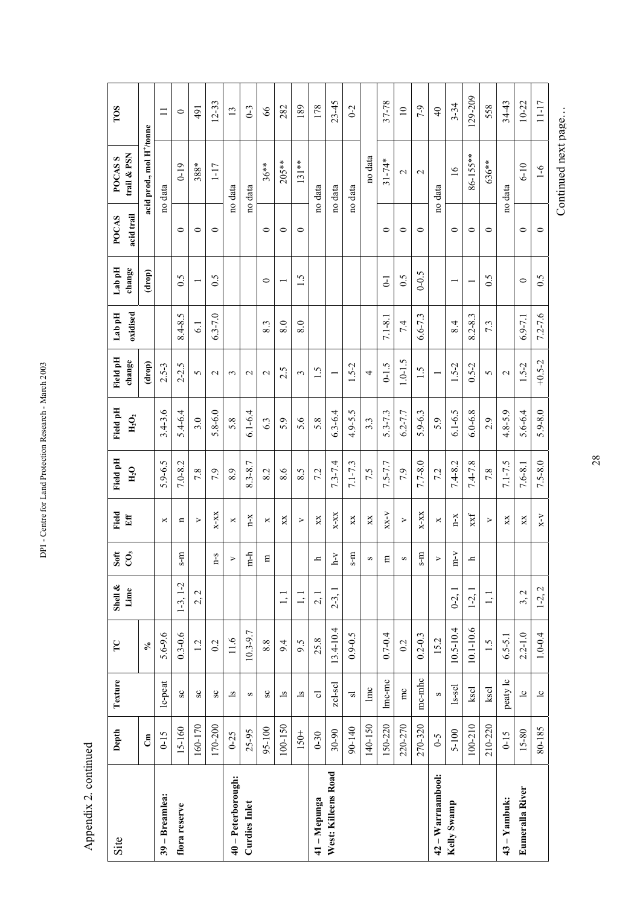Appendix 2. continued

| Site | Depth | Texture | TC | Shell & Lime | Soft $CO_3$ | Field Eff | Field pH $H_2O$ | Field pH $H_2O_2$ | Field pH change | Lab pH oxidised | Lab pH change | POCAS acid trail | POCAS S trail & PSN | TOS |
|---|---|---|---|---|---|---|---|---|---|---|---|---|---|---|
| | cm | | % | | | | | | (drop) | | (drop) | acid prod., mol H+/tonne | | |
| **39 – Breamlea:** | 0-15 | lc-peat | 5.6-9.6 | | | x | 5.9-6.5 | 3.4-3.6 | 2.5-3 | | | no data | | 11 |
| **flora reserve** | 15-160 | sc | 0.3-0.6 | 1-3, 1-2 | s-m | n | 7.0-8.2 | 5.4-6.4 | 2-2.5 | 8.4-8.5 | 0.5 | 0 | 0-19 | 0 |
| | 160-170 | sc | 1.2 | 2, 2 | | v | 7.8 | 3.0 | 5 | 6.1 | 1 | 0 | 388* | 491 |
| | 170-200 | sc | 0.2 | | n-s | x-xx | 7.9 | 5.8-6.0 | 2 | 6.3-7.0 | 0.5 | 0 | 1-17 | 12-33 |
| **40 – Peterborough:** | 0-25 | ls | 11.6 | | v | x | 8.9 | 5.8 | 3 | | | no data | | 13 |
| **Curdies Inlet** | 25-95 | s | 10.3-9.7 | | m-h | n-x | 8.3-8.7 | 6.1-6.4 | 2 | | | no data | | 0-3 |
| | 95-100 | sc | 8.8 | | m | x | 8.2 | 6.3 | 2 | 8.3 | 0 | 0 | 36** | 66 |
| | 100-150 | ls | 9.4 | 1, 1 | | xx | 8.6 | 5.9 | 2.5 | 8.0 | 1 | 0 | 205** | 282 |
| | 150+ | ls | 9.5 | 1, 1 | | v | 8.5 | 5.6 | 3 | 8.0 | 1.5 | 0 | 131** | 189 |
| **41 – Mepunga** | 0-30 | cl | 25.8 | 2, 1 | h | xx | 7.2 | 5.8 | 1.5 | | | no data | | 178 |
| **West: Killeens Road** | 30-90 | zcl-scl | 13.4-10.4 | 2-3, 1 | h-v | x-xx | 7.3-7.4 | 6.3-6.4 | 1 | | | no data | | 23-45 |
| | 90-140 | sl | 0.9-0.5 | | s-m | xx | 7.1-7.3 | 4.9-5.5 | 1.5-2 | | | no data | | 0-2 |
| | 140-150 | lmc | | | s | xx | 7.5 | 3.3 | 4 | | | no data | | |
| | 150-220 | lmc-mc | 0.7-0.4 | | m | xx-v | 7.5-7.7 | 5.3-7.3 | 0-1.5 | 7.1-8.1 | 0-1 | 0 | 31-74* | 37-78 |
| | 220-270 | mc | 0.2 | | s | v | 7.9 | 6.2-7.7 | 1.0-1.5 | 7.4 | 0.5 | 0 | 2 | 10 |
| | 270-320 | mc-mhc | 0.2-0.3 | | s-m | x-xx | 7.7-8.0 | 5.9-6.3 | 1.5 | 6.6-7.3 | 0-0.5 | 0 | 2 | 7-9 |
| **42 – Warrnambool:** | 0-5 | s | 15.2 | | v | x | 7.2 | 5.9 | 1 | | | no data | | 40 |
| **Kelly Swamp** | 5-100 | ls-scl | 10.5-10.4 | 0-2, 1 | m-v | n-x | 7.4-8.2 | 6.1-6.5 | 1.5-2 | 8.4 | 1 | 0 | 16 | 3-34 |
| | 100-210 | kscl | 10.1-10.6 | 1-2, 1 | h | xxf | 7.4-7.8 | 6.0-6.8 | 0.5-2 | 8.2-8.3 | 1 | 0 | 86-155** | 129-209 |
| | 210-220 | kscl | 1.5 | 1, 1 | | v | 7.8 | 2.9 | 5 | 7.3 | 0.5 | 0 | 636** | 558 |
| **43 – Yambuk:** | 0-15 | peaty lc | 6.5-5.1 | | | xx | 7.1-7.5 | 4.8-5.9 | 2 | | | no data | | 34-43 |
| **Eumeralla River** | 15-80 | lc | 2.2-1.0 | 3, 2 | | xx | 7.6-8.1 | 5.6-6.4 | 1.5-2 | 6.9-7.1 | 0 | 0 | 6-10 | 10-22 |
| | 80-185 | lc | 1.0-0.4 | 1-2, 2 | | x-v | 7.5-8.0 | 5.9-8.0 | +0.5-2 | 7.2-7.6 | 0.5 | 0 | 1-6 | 11-17 |

Continued next page…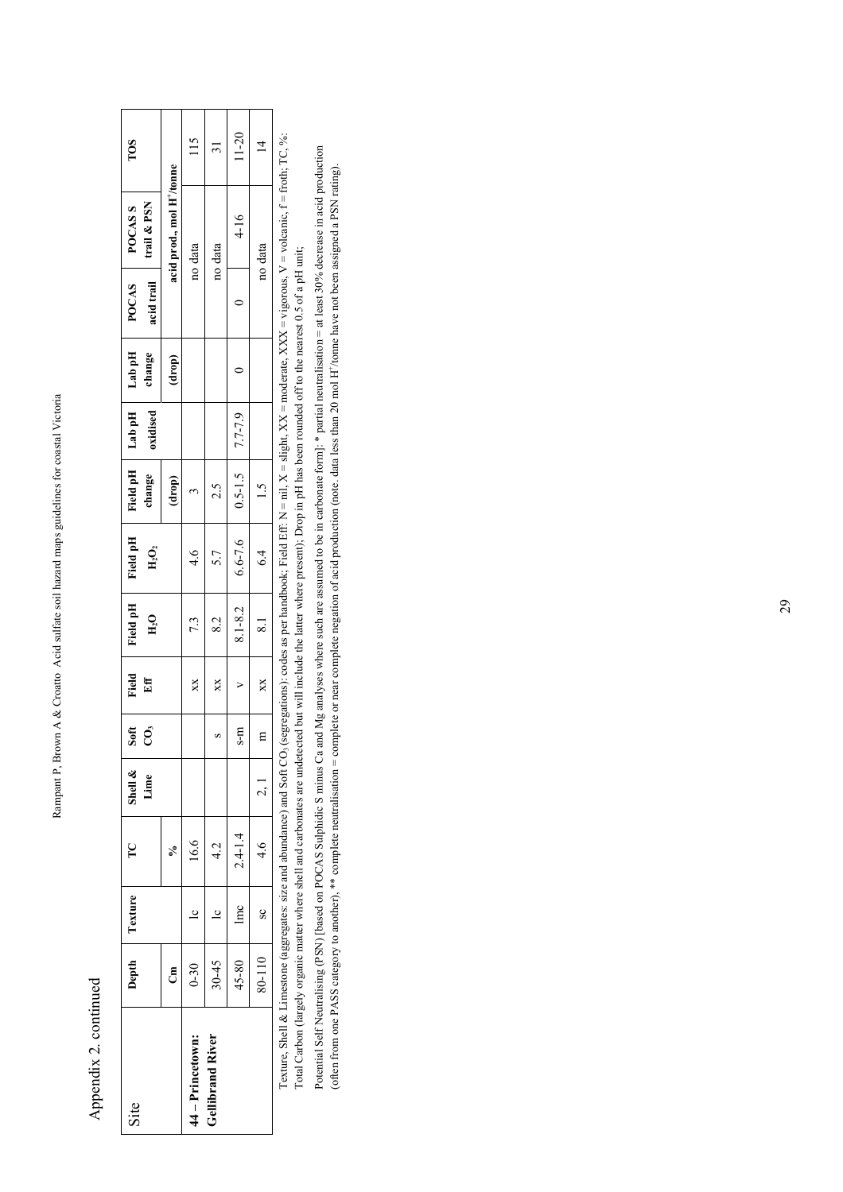Appendix 2. continued

| Site | Depth | Texture | TC | Shell & Lime | Soft $CO_3$ | Field Eff | Field pH $H_2O$ | Field pH $H_2O_2$ | Field pH change | Lab pH oxidised | Lab pH change | POCAS acid trail | POCAS S trail & PSN | TOS |
|---|---|---|---|---|---|---|---|---|---|---|---|---|---|---|
| | Cm | | % | | | | | | (drop) | | (drop) | acid prod., mol H[+]/tonne | | |
| **44 – Princetown: Gellibrand River** | 0-30 | lc | 16.6 | | | xx | 7.3 | 4.6 | 3 | | | no data | | 115 |
| | 30-45 | lc | 4.2 | | s | xx | 8.2 | 5.7 | 2.5 | | | no data | | 31 |
| | 45-80 | lmc | 2.4-1.4 | | s-m | v | 8.1-8.2 | 6.6-7.6 | 0.5-1.5 | 7.7-7.9 | 0 | 0 | 4-16 | 11-20 |
| | 80-110 | sc | 4.6 | 2, 1 | m | xx | 8.1 | 6.4 | 1.5 | | | no data | | 14 |

Texture, Shell & Limestone (aggregates: size and abundance) and Soft $CO_3$ (segregations): codes as per handbook; Field Eff: N = nil, X = slight, XX = moderate, XXX = vigorous, V = volcanic, f = froth; TC, %: Total Carbon (largely organic matter where shell and carbonates are undetected but will include the latter where present); Drop in pH has been rounded off to the nearest 0.5 of a pH unit;

Potential Self Neutralising (PSN) [based on POCAS Sulphidic S minus Ca and Mg analyses where such are assumed to be in carbonate form]: * partial neutralisation = at least 30% decrease in acid production (often from one PASS category to another), ** complete neutralisation = complete or near complete negation of acid production (note. data less than 20 mol H[+]/tonne have not been assigned a PSN rating).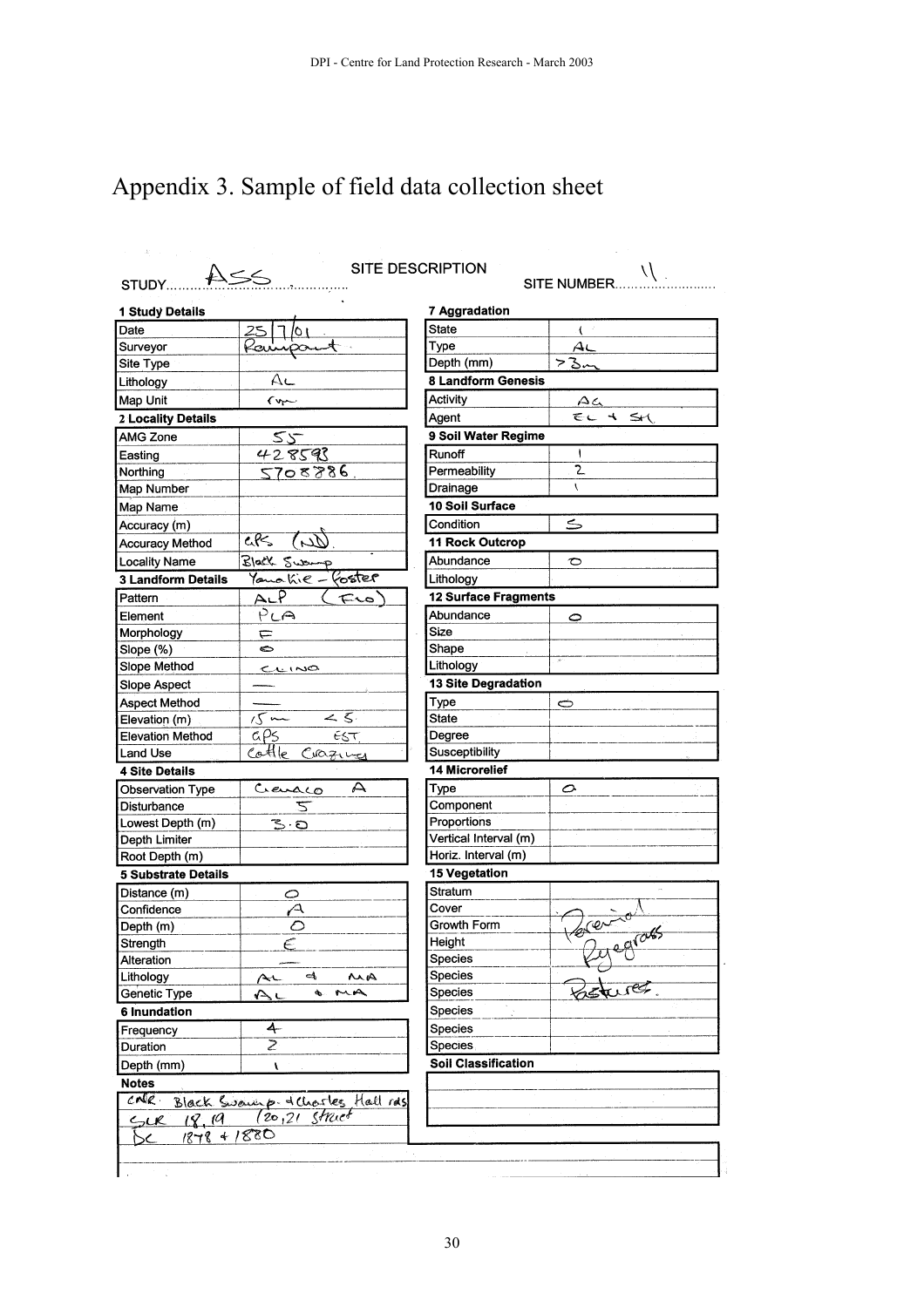# Appendix 3. Sample of field data collection sheet

STUDY........ASS........ SITE DESCRIPTION SITE NUMBER........11........

| **1 Study Details** | |
|---|---|
| Date | 25/7/01 |
| Surveyor | Rampant |
| Site Type | |
| Lithology | AL |
| Map Unit | Cm |
| **2 Locality Details** | |
| AMG Zone | 55 |
| Easting | 428598 |
| Northing | 5708886 |
| Map Number | |
| Map Name | |
| Accuracy (m) | |
| Accuracy Method | GPS (ND) |
| Locality Name | Black Swamp |
| **3 Landform Details** | Yambuk – Foster |
| Pattern | ALP (FLO) |
| Element | PLA |
| Morphology | F |
| Slope (%) | 0 |
| Slope Method | CLINO |
| Slope Aspect | — |
| Aspect Method | — |
| Elevation (m) | 15m < 5 |
| Elevation Method | GPS EST |
| Land Use | Cattle Grazing |
| **4 Site Details** | |
| Observation Type | Gerardo A |
| Disturbance | 5 |
| Lowest Depth (m) | 3.0 |
| Depth Limiter | |
| Root Depth (m) | |
| **5 Substrate Details** | |
| Distance (m) | 0 |
| Confidence | A |
| Depth (m) | 0 |
| Strength | E |
| Alteration | — |
| Lithology | AL & MA |
| Genetic Type | AL & MA |
| **6 Inundation** | |
| Frequency | 4 |
| Duration | 2 |
| Depth (mm) | 1 |

| **7 Aggradation** | |
|---|---|
| State | 1 |
| Type | AL |
| Depth (mm) | >3m |
| **8 Landform Genesis** | |
| Activity | AG |
| Agent | EL & SH |
| **9 Soil Water Regime** | |
| Runoff | 1 |
| Permeability | 2 |
| Drainage | 1 |
| **10 Soil Surface** | |
| Condition | S |
| **11 Rock Outcrop** | |
| Abundance | 0 |
| Lithology | |
| **12 Surface Fragments** | |
| Abundance | 0 |
| Size | |
| Shape | |
| Lithology | |
| **13 Site Degradation** | |
| Type | 0 |
| State | |
| Degree | |
| Susceptibility | |
| **14 Microrelief** | |
| Type | 0 |
| Component | |
| Proportions | |
| Vertical Interval (m) | |
| Horiz. Interval (m) | |
| **15 Vegetation** | |
| Stratum | |
| Cover | |
| Growth Form | Perennial |
| Height | Ryegrass |
| Species | |
| Species | |
| Species | Pastures. |
| Species | |
| Species | |
| Species | |
| **Soil Classification** | |

**Notes**

CNR. Black Swamp & Charles Hall rds
SLR 18, 19 (20, 21 Struct
DC 1878 + 1880